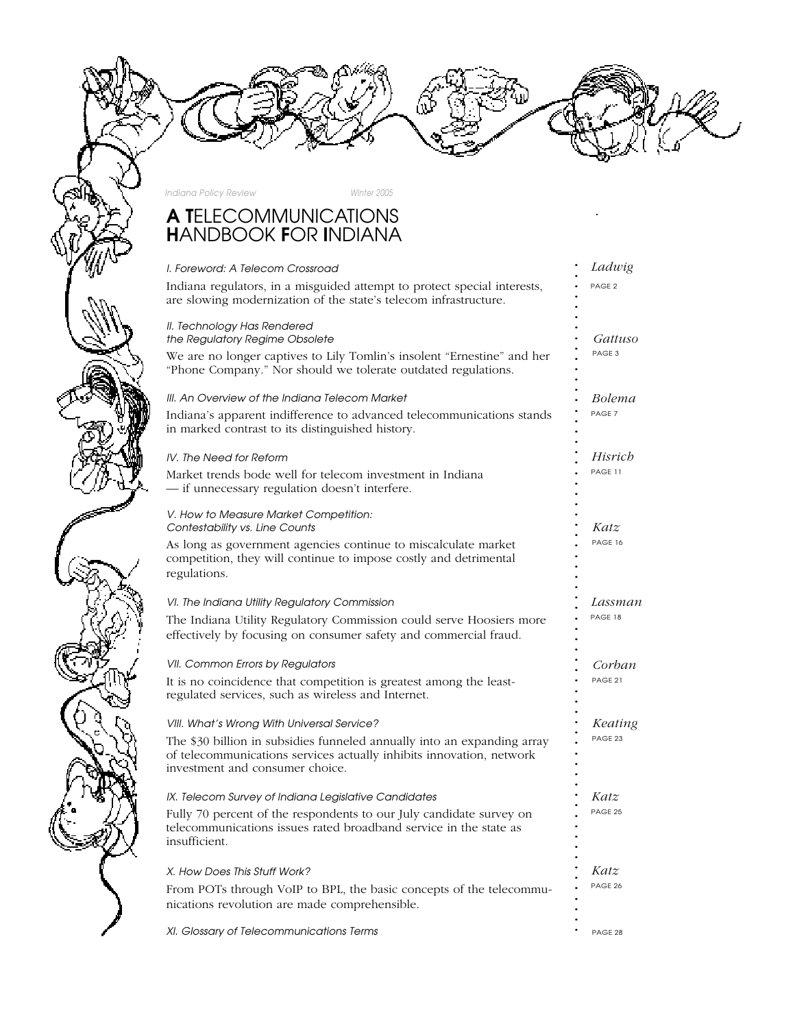Indiana Policy Review Winter 2005

# A TELECOMMUNICATIONS HANDBOOK FOR INDIANA

*I. Foreword: A Telecom Crossroad*

Indiana regulators, in a misguided attempt to protect special interests, are slowing modernization of the state's telecom infrastructure.

*Ladwig* — PAGE 2

*II. Technology Has Rendered the Regulatory Regime Obsolete*

We are no longer captives to Lily Tomlin's insolent "Ernestine" and her "Phone Company." Nor should we tolerate outdated regulations.

*Gattuso* — PAGE 3

*III. An Overview of the Indiana Telecom Market*

Indiana's apparent indifference to advanced telecommunications stands in marked contrast to its distinguished history.

*Bolema* — PAGE 7

*IV. The Need for Reform*

Market trends bode well for telecom investment in Indiana — if unnecessary regulation doesn't interfere.

*Hisrich* — PAGE 11

*V. How to Measure Market Competition: Contestability vs. Line Counts*

As long as government agencies continue to miscalculate market competition, they will continue to impose costly and detrimental regulations.

*Katz* — PAGE 16

*VI. The Indiana Utility Regulatory Commission*

The Indiana Utility Regulatory Commission could serve Hoosiers more effectively by focusing on consumer safety and commercial fraud.

*Lassman* — PAGE 18

*VII. Common Errors by Regulators*

It is no coincidence that competition is greatest among the least-regulated services, such as wireless and Internet.

*Corban* — PAGE 21

*VIII. What's Wrong With Universal Service?*

The $30 billion in subsidies funneled annually into an expanding array of telecommunications services actually inhibits innovation, network investment and consumer choice.

*Keating* — PAGE 23

*IX. Telecom Survey of Indiana Legislative Candidates*

Fully 70 percent of the respondents to our July candidate survey on telecommunications issues rated broadband service in the state as insufficient.

*Katz* — PAGE 25

*X. How Does This Stuff Work?*

From POTs through VoIP to BPL, the basic concepts of the telecommunications revolution are made comprehensible.

*Katz* — PAGE 26

*XI. Glossary of Telecommunications Terms*

PAGE 28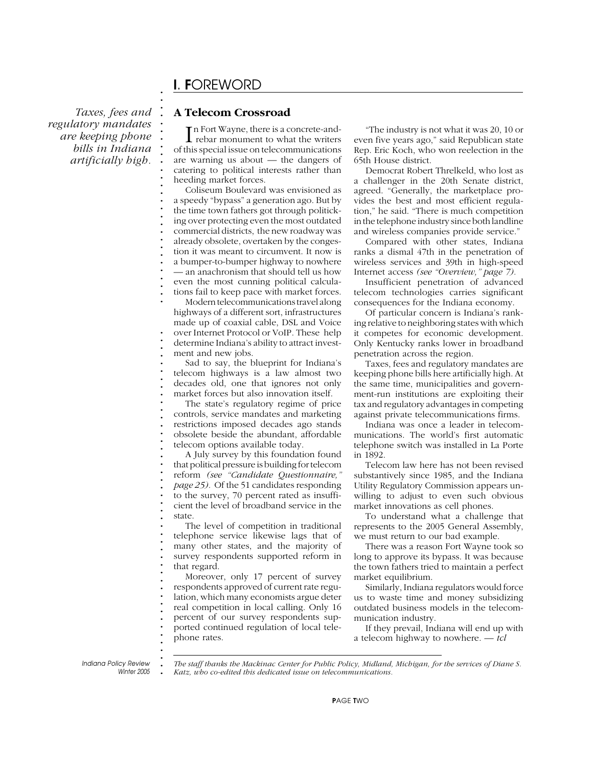# I. FOREWORD

*Taxes, fees and regulatory mandates are keeping phone bills in Indiana artificially high.*

## A Telecom Crossroad

In Fort Wayne, there is a concrete-and-rebar monument to what the writers of this special issue on telecommunications are warning us about — the dangers of catering to political interests rather than heeding market forces.

Coliseum Boulevard was envisioned as a speedy "bypass" a generation ago. But by the time town fathers got through politicking over protecting even the most outdated commercial districts, the new roadway was already obsolete, overtaken by the congestion it was meant to circumvent. It now is a bumper-to-bumper highway to nowhere — an anachronism that should tell us how even the most cunning political calculations fail to keep pace with market forces.

Modern telecommunications travel along highways of a different sort, infrastructures made up of coaxial cable, DSL and Voice over Internet Protocol or VoIP. These help determine Indiana's ability to attract investment and new jobs.

Sad to say, the blueprint for Indiana's telecom highways is a law almost two decades old, one that ignores not only market forces but also innovation itself.

The state's regulatory regime of price controls, service mandates and marketing restrictions imposed decades ago stands obsolete beside the abundant, affordable telecom options available today.

A July survey by this foundation found that political pressure is building for telecom reform *(see "Candidate Questionnaire," page 25).* Of the 51 candidates responding to the survey, 70 percent rated as insufficient the level of broadband service in the state.

The level of competition in traditional telephone service likewise lags that of many other states, and the majority of survey respondents supported reform in that regard.

Moreover, only 17 percent of survey respondents approved of current rate regulation, which many economists argue deter real competition in local calling. Only 16 percent of our survey respondents supported continued regulation of local telephone rates.

"The industry is not what it was 20, 10 or even five years ago," said Republican state Rep. Eric Koch, who won reelection in the 65th House district.

Democrat Robert Threlkeld, who lost as a challenger in the 20th Senate district, agreed. "Generally, the marketplace provides the best and most efficient regulation," he said. "There is much competition in the telephone industry since both landline and wireless companies provide service."

Compared with other states, Indiana ranks a dismal 47th in the penetration of wireless services and 39th in high-speed Internet access *(see "Overview," page 7).*

Insufficient penetration of advanced telecom technologies carries significant consequences for the Indiana economy.

Of particular concern is Indiana's ranking relative to neighboring states with which it competes for economic development. Only Kentucky ranks lower in broadband penetration across the region.

Taxes, fees and regulatory mandates are keeping phone bills here artificially high. At the same time, municipalities and government-run institutions are exploiting their tax and regulatory advantages in competing against private telecommunications firms.

Indiana was once a leader in telecommunications. The world's first automatic telephone switch was installed in La Porte in 1892.

Telecom law here has not been revised substantively since 1985, and the Indiana Utility Regulatory Commission appears unwilling to adjust to even such obvious market innovations as cell phones.

To understand what a challenge that represents to the 2005 General Assembly, we must return to our bad example.

There was a reason Fort Wayne took so long to approve its bypass. It was because the town fathers tried to maintain a perfect market equilibrium.

Similarly, Indiana regulators would force us to waste time and money subsidizing outdated business models in the telecommunication industry.

If they prevail, Indiana will end up with a telecom highway to nowhere. — *tcl*

---

*The staff thanks the Mackinac Center for Public Policy, Midland, Michigan, for the services of Diane S. Katz, who co-edited this dedicated issue on telecommunications.*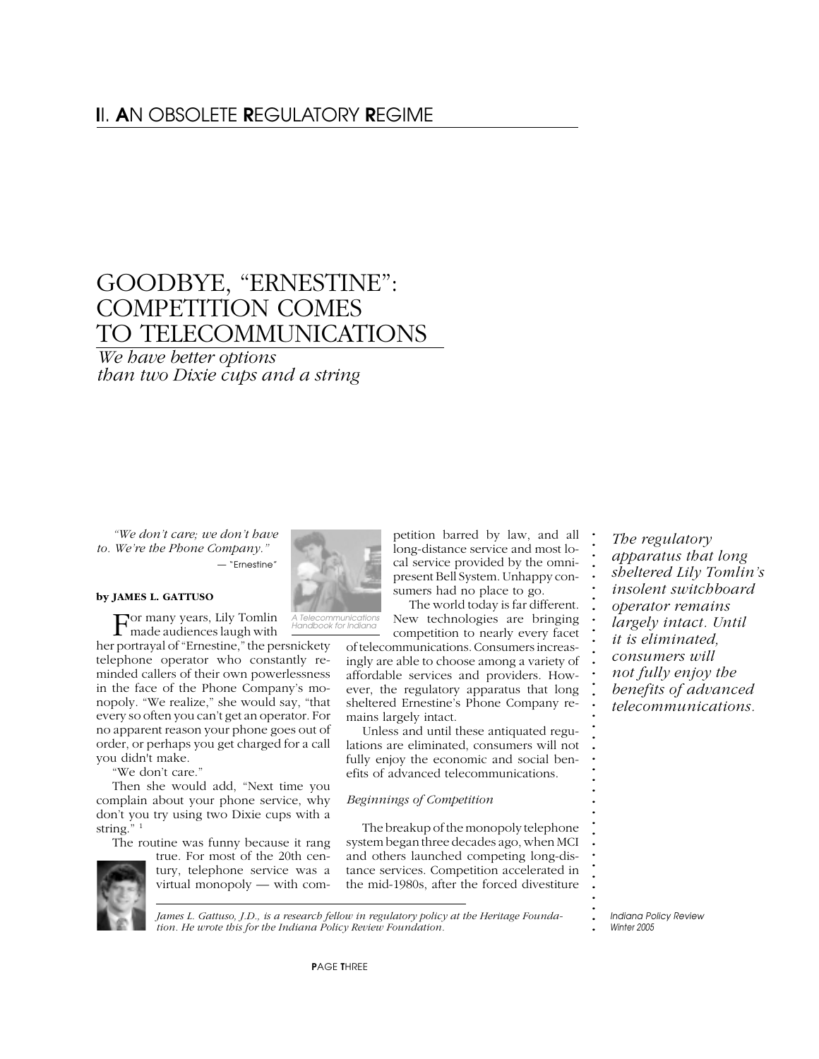## II. AN OBSOLETE REGULATORY REGIME

# GOODBYE, "ERNESTINE": COMPETITION COMES TO TELECOMMUNICATIONS

*We have better options than two Dixie cups and a string*

*"We don't care; we don't have to. We're the Phone Company."*

— "Ernestine"

**by JAMES L. GATTUSO**

A Telecommunications Handbook for Indiana

For many years, Lily Tomlin made audiences laugh with her portrayal of "Ernestine," the persnickety telephone operator who constantly reminded callers of their own powerlessness in the face of the Phone Company's monopoly. "We realize," she would say, "that every so often you can't get an operator. For no apparent reason your phone goes out of order, or perhaps you get charged for a call you didn't make.

"We don't care."

Then she would add, "Next time you complain about your phone service, why don't you try using two Dixie cups with a string." [1]

The routine was funny because it rang true. For most of the 20th century, telephone service was a virtual monopoly — with competition barred by law, and all long-distance service and most local service provided by the omnipresent Bell System. Unhappy consumers had no place to go.

The world today is far different. New technologies are bringing competition to nearly every facet of telecommunications. Consumers increasingly are able to choose among a variety of affordable services and providers. However, the regulatory apparatus that long sheltered Ernestine's Phone Company remains largely intact.

Unless and until these antiquated regulations are eliminated, consumers will not fully enjoy the economic and social benefits of advanced telecommunications.

*The regulatory apparatus that long sheltered Lily Tomlin's insolent switchboard operator remains largely intact. Until it is eliminated, consumers will not fully enjoy the benefits of advanced telecommunications.*

### *Beginnings of Competition*

The breakup of the monopoly telephone system began three decades ago, when MCI and others launched competing long-distance services. Competition accelerated in the mid-1980s, after the forced divestiture

*James L. Gattuso, J.D., is a research fellow in regulatory policy at the Heritage Foundation. He wrote this for the Indiana Policy Review Foundation.*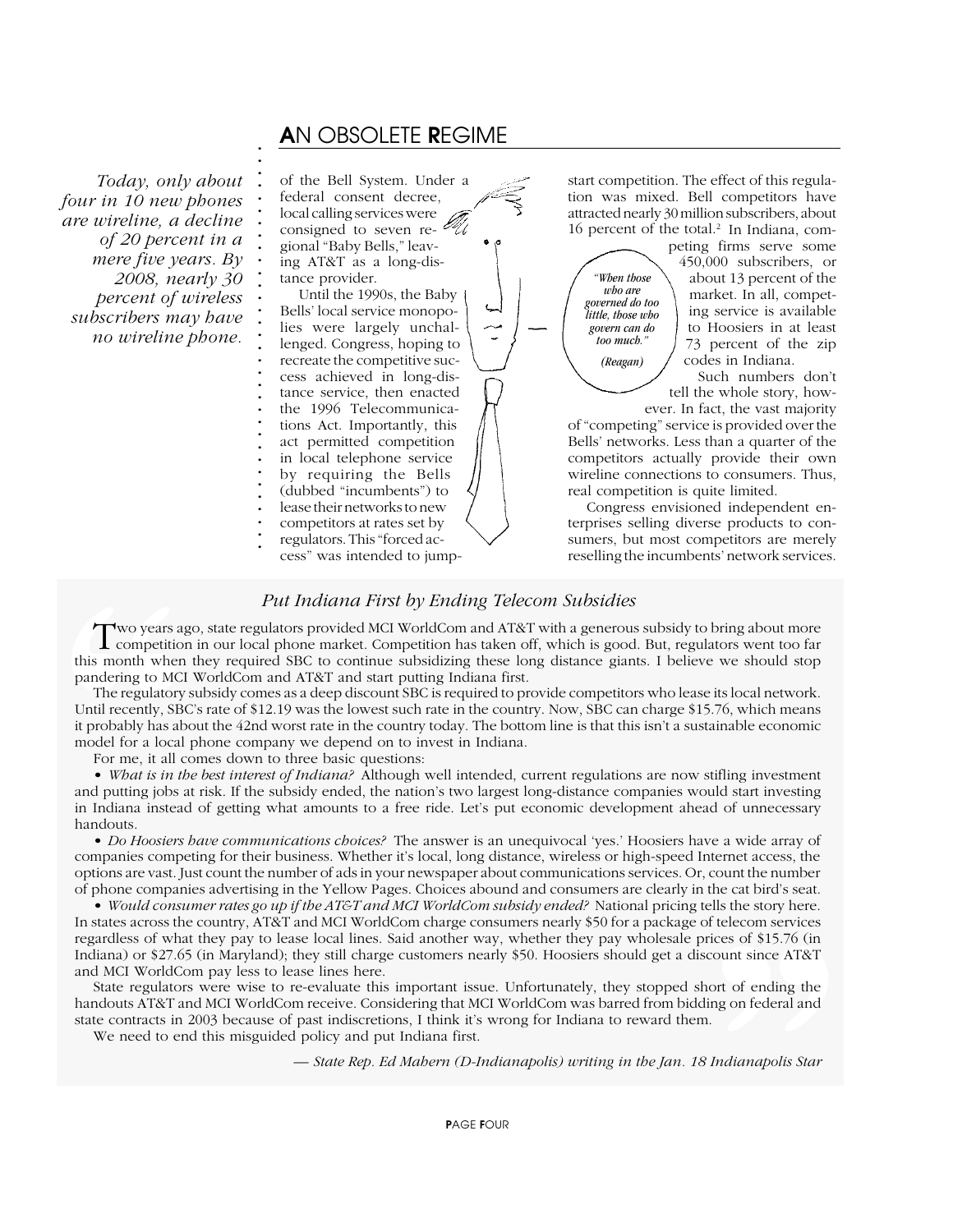## AN OBSOLETE REGIME

*Today, only about four in 10 new phones are wireline, a decline of 20 percent in a mere five years. By 2008, nearly 30 percent of wireless subscribers may have no wireline phone.*

of the Bell System. Under a federal consent decree, local calling services were consigned to seven regional "Baby Bells," leaving AT&T as a long-distance provider.

Until the 1990s, the Baby Bells' local service monopolies were largely unchallenged. Congress, hoping to recreate the competitive success achieved in long-distance service, then enacted the 1996 Telecommunications Act. Importantly, this act permitted competition in local telephone service by requiring the Bells (dubbed "incumbents") to lease their networks to new competitors at rates set by regulators. This "forced access" was intended to jump-start competition. The effect of this regulation was mixed. Bell competitors have attracted nearly 30 million subscribers, about 16 percent of the total.[2] In Indiana, competing firms serve some 450,000 subscribers, or about 13 percent of the market. In all, competing service is available to Hoosiers in at least 73 percent of the zip codes in Indiana.

*"When those who are governed do too little, those who govern can do too much."*

*(Reagan)*

Such numbers don't tell the whole story, however. In fact, the vast majority of "competing" service is provided over the Bells' networks. Less than a quarter of the competitors actually provide their own wireline connections to consumers. Thus, real competition is quite limited.

Congress envisioned independent enterprises selling diverse products to consumers, but most competitors are merely reselling the incumbents' network services.

### *Put Indiana First by Ending Telecom Subsidies*

Two years ago, state regulators provided MCI WorldCom and AT&T with a generous subsidy to bring about more competition in our local phone market. Competition has taken off, which is good. But, regulators went too far this month when they required SBC to continue subsidizing these long distance giants. I believe we should stop pandering to MCI WorldCom and AT&T and start putting Indiana first.

The regulatory subsidy comes as a deep discount SBC is required to provide competitors who lease its local network. Until recently, SBC's rate of $12.19 was the lowest such rate in the country. Now, SBC can charge $15.76, which means it probably has about the 42nd worst rate in the country today. The bottom line is that this isn't a sustainable economic model for a local phone company we depend on to invest in Indiana.

For me, it all comes down to three basic questions:

• *What is in the best interest of Indiana?* Although well intended, current regulations are now stifling investment and putting jobs at risk. If the subsidy ended, the nation's two largest long-distance companies would start investing in Indiana instead of getting what amounts to a free ride. Let's put economic development ahead of unnecessary handouts.

• *Do Hoosiers have communications choices?* The answer is an unequivocal 'yes.' Hoosiers have a wide array of companies competing for their business. Whether it's local, long distance, wireless or high-speed Internet access, the options are vast. Just count the number of ads in your newspaper about communications services. Or, count the number of phone companies advertising in the Yellow Pages. Choices abound and consumers are clearly in the cat bird's seat.

• *Would consumer rates go up if the AT&T and MCI WorldCom subsidy ended?* National pricing tells the story here. In states across the country, AT&T and MCI WorldCom charge consumers nearly $50 for a package of telecom services regardless of what they pay to lease local lines. Said another way, whether they pay wholesale prices of $15.76 (in Indiana) or $27.65 (in Maryland); they still charge customers nearly $50. Hoosiers should get a discount since AT&T and MCI WorldCom pay less to lease lines here.

State regulators were wise to re-evaluate this important issue. Unfortunately, they stopped short of ending the handouts AT&T and MCI WorldCom receive. Considering that MCI WorldCom was barred from bidding on federal and state contracts in 2003 because of past indiscretions, I think it's wrong for Indiana to reward them.

We need to end this misguided policy and put Indiana first.

*— State Rep. Ed Mahern (D-Indianapolis) writing in the Jan. 18 Indianapolis Star*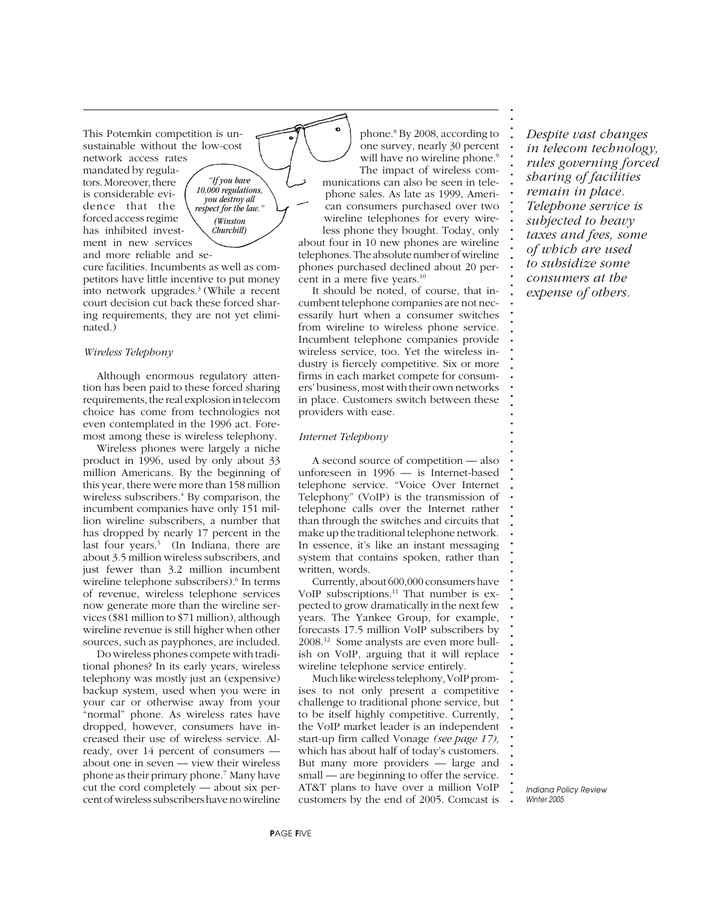This Potemkin competition is unsustainable without the low-cost network access rates mandated by regulators. Moreover, there is considerable evidence that the forced access regime has inhibited investment in new services and more reliable and secure facilities. Incumbents as well as competitors have little incentive to put money into network upgrades.[3] (While a recent court decision cut back these forced sharing requirements, they are not yet eliminated.)

*"If you have 10,000 regulations, you destroy all respect for the law." (Winston Churchill)*

### *Wireless Telephony*

Although enormous regulatory attention has been paid to these forced sharing requirements, the real explosion in telecom choice has come from technologies not even contemplated in the 1996 act. Foremost among these is wireless telephony.

Wireless phones were largely a niche product in 1996, used by only about 33 million Americans. By the beginning of this year, there were more than 158 million wireless subscribers.[4] By comparison, the incumbent companies have only 151 million wireline subscribers, a number that has dropped by nearly 17 percent in the last four years.[5] (In Indiana, there are about 3.5 million wireless subscribers, and just fewer than 3.2 million incumbent wireline telephone subscribers).[6] In terms of revenue, wireless telephone services now generate more than the wireline services ($81 million to $71 million), although wireline revenue is still higher when other sources, such as payphones, are included.

Do wireless phones compete with traditional phones? In its early years, wireless telephony was mostly just an (expensive) backup system, used when you were in your car or otherwise away from your "normal" phone. As wireless rates have dropped, however, consumers have increased their use of wireless service. Already, over 14 percent of consumers — about one in seven — view their wireless phone as their primary phone.[7] Many have cut the cord completely — about six percent of wireless subscribers have no wireline phone.[8] By 2008, according to one survey, nearly 30 percent will have no wireline phone.[9]

The impact of wireless communications can also be seen in telephone sales. As late as 1999, American consumers purchased over two wireline telephones for every wireless phone they bought. Today, only about four in 10 new phones are wireline telephones. The absolute number of wireline phones purchased declined about 20 percent in a mere five years.[10]

It should be noted, of course, that incumbent telephone companies are not necessarily hurt when a consumer switches from wireline to wireless phone service. Incumbent telephone companies provide wireless service, too. Yet the wireless industry is fiercely competitive. Six or more firms in each market compete for consumers' business, most with their own networks in place. Customers switch between these providers with ease.

### *Internet Telephony*

A second source of competition — also unforeseen in 1996 — is Internet-based telephone service. "Voice Over Internet Telephony" (VoIP) is the transmission of telephone calls over the Internet rather than through the switches and circuits that make up the traditional telephone network. In essence, it's like an instant messaging system that contains spoken, rather than written, words.

Currently, about 600,000 consumers have VoIP subscriptions.[11] That number is expected to grow dramatically in the next few years. The Yankee Group, for example, forecasts 17.5 million VoIP subscribers by 2008.[12] Some analysts are even more bullish on VoIP, arguing that it will replace wireline telephone service entirely.

Much like wireless telephony, VoIP promises to not only present a competitive challenge to traditional phone service, but to be itself highly competitive. Currently, the VoIP market leader is an independent start-up firm called Vonage *(see page 17),* which has about half of today's customers. But many more providers — large and small — are beginning to offer the service. AT&T plans to have over a million VoIP customers by the end of 2005. Comcast is

*Despite vast changes in telecom technology, rules governing forced sharing of facilities remain in place. Telephone service is subjected to heavy taxes and fees, some of which are used to subsidize some consumers at the expense of others.*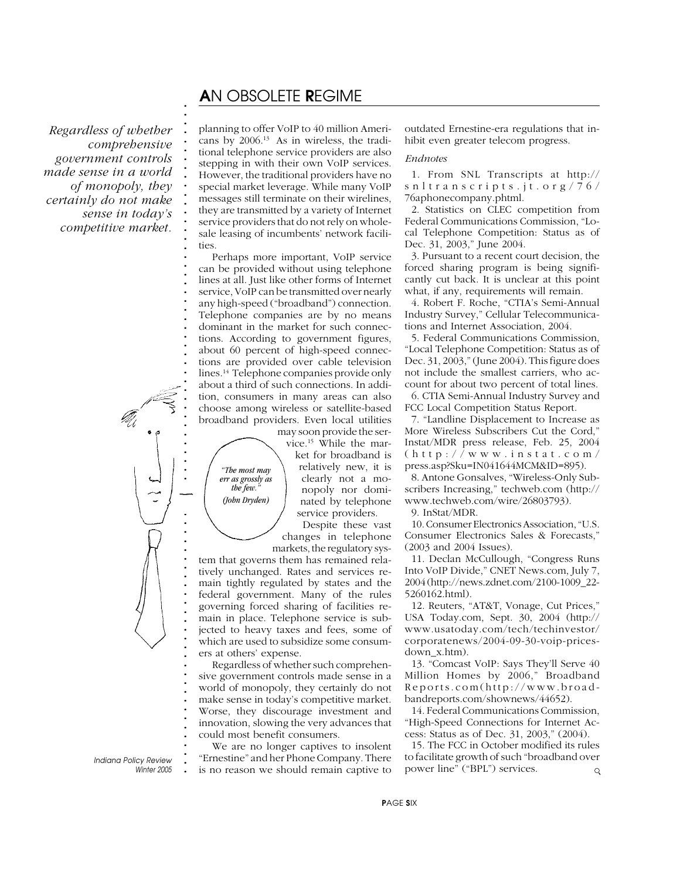*Regardless of whether comprehensive government controls made sense in a world of monopoly, they certainly do not make sense in today's competitive market.*

planning to offer VoIP to 40 million Americans by 2006.[13] As in wireless, the traditional telephone service providers are also stepping in with their own VoIP services. However, the traditional providers have no special market leverage. While many VoIP messages still terminate on their wirelines, they are transmitted by a variety of Internet service providers that do not rely on wholesale leasing of incumbents' network facilities.

Perhaps more important, VoIP service can be provided without using telephone lines at all. Just like other forms of Internet service, VoIP can be transmitted over nearly any high-speed ("broadband") connection. Telephone companies are by no means dominant in the market for such connections. According to government figures, about 60 percent of high-speed connections are provided over cable television lines.[14] Telephone companies provide only about a third of such connections. In addition, consumers in many areas can also choose among wireless or satellite-based broadband providers. Even local utilities may soon provide the service.[15] While the market for broadband is relatively new, it is clearly not a monopoly nor dominated by telephone service providers.

*"The most may err as grossly as the few." (John Dryden)*

Despite these vast changes in telephone markets, the regulatory system that governs them has remained relatively unchanged. Rates and services remain tightly regulated by states and the federal government. Many of the rules governing forced sharing of facilities remain in place. Telephone service is subjected to heavy taxes and fees, some of which are used to subsidize some consumers at others' expense.

Regardless of whether such comprehensive government controls made sense in a world of monopoly, they certainly do not make sense in today's competitive market. Worse, they discourage investment and innovation, slowing the very advances that could most benefit consumers.

We are no longer captives to insolent "Ernestine" and her Phone Company. There is no reason we should remain captive to outdated Ernestine-era regulations that inhibit even greater telecom progress.

*Endnotes*

1. From SNL Transcripts at http://snltranscripts.jt.org/76/76aphonecompany.phtml.

2. Statistics on CLEC competition from Federal Communications Commission, "Local Telephone Competition: Status as of Dec. 31, 2003," June 2004.

3. Pursuant to a recent court decision, the forced sharing program is being significantly cut back. It is unclear at this point what, if any, requirements will remain.

4. Robert F. Roche, "CTIA's Semi-Annual Industry Survey," Cellular Telecommunications and Internet Association, 2004.

5. Federal Communications Commission, "Local Telephone Competition: Status as of Dec. 31, 2003," (June 2004). This figure does not include the smallest carriers, who account for about two percent of total lines.

6. CTIA Semi-Annual Industry Survey and FCC Local Competition Status Report.

7. "Landline Displacement to Increase as More Wireless Subscribers Cut the Cord," Instat/MDR press release, Feb. 25, 2004 (http://www.instat.com/press.asp?Sku=IN041644MCM&ID=895).

8. Antone Gonsalves, "Wireless-Only Subscribers Increasing," techweb.com (http://www.techweb.com/wire/26803793).

9. InStat/MDR.

10. Consumer Electronics Association, "U.S. Consumer Electronics Sales & Forecasts," (2003 and 2004 Issues).

11. Declan McCullough, "Congress Runs Into VoIP Divide," CNET News.com, July 7, 2004 (http://news.zdnet.com/2100-1009_22-5260162.html).

12. Reuters, "AT&T, Vonage, Cut Prices," USA Today.com, Sept. 30, 2004 (http://www.usatoday.com/tech/techinvestor/corporatenews/2004-09-30-voip-prices-down_x.htm).

13. "Comcast VoIP: Says They'll Serve 40 Million Homes by 2006," Broadband Reports.com (http://www.broadbandreports.com/shownews/44652).

14. Federal Communications Commission, "High-Speed Connections for Internet Access: Status as of Dec. 31, 2003," (2004).

15. The FCC in October modified its rules to facilitate growth of such "broadband over power line" ("BPL") services.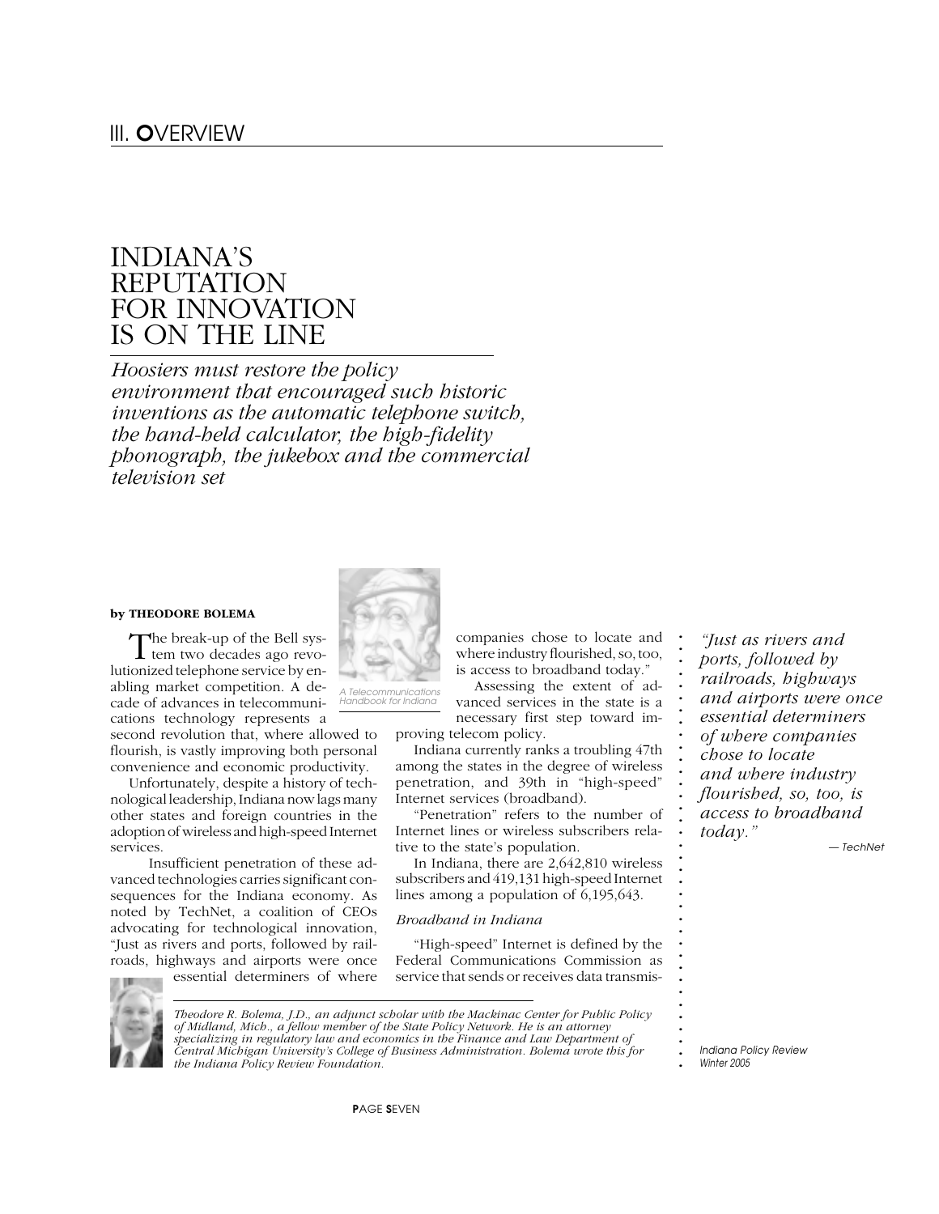# III. OVERVIEW

## INDIANA'S REPUTATION FOR INNOVATION IS ON THE LINE

*Hoosiers must restore the policy environment that encouraged such historic inventions as the automatic telephone switch, the hand-held calculator, the high-fidelity phonograph, the jukebox and the commercial television set*

**by THEODORE BOLEMA**

The break-up of the Bell system two decades ago revolutionized telephone service by enabling market competition. A decade of advances in telecommunications technology represents a second revolution that, where allowed to flourish, is vastly improving both personal convenience and economic productivity.

Unfortunately, despite a history of technological leadership, Indiana now lags many other states and foreign countries in the adoption of wireless and high-speed Internet services.

Insufficient penetration of these advanced technologies carries significant consequences for the Indiana economy. As noted by TechNet, a coalition of CEOs advocating for technological innovation, "Just as rivers and ports, followed by railroads, highways and airports were once essential determiners of where companies chose to locate and where industry flourished, so, too, is access to broadband today."

*A Telecommunications Handbook for Indiana*

Assessing the extent of advanced services in the state is a necessary first step toward improving telecom policy.

Indiana currently ranks a troubling 47th among the states in the degree of wireless penetration, and 39th in "high-speed" Internet services (broadband).

"Penetration" refers to the number of Internet lines or wireless subscribers relative to the state's population.

In Indiana, there are 2,642,810 wireless subscribers and 419,131 high-speed Internet lines among a population of 6,195,643.

*Broadband in Indiana*

"High-speed" Internet is defined by the Federal Communications Commission as service that sends or receives data transmis-

> *"Just as rivers and ports, followed by railroads, highways and airports were once essential determiners of where companies chose to locate and where industry flourished, so, too, is access to broadband today."*
>
> — TechNet

*Theodore R. Bolema, J.D., an adjunct scholar with the Mackinac Center for Public Policy of Midland, Mich., a fellow member of the State Policy Network. He is an attorney specializing in regulatory law and economics in the Finance and Law Department of Central Michigan University's College of Business Administration. Bolema wrote this for the Indiana Policy Review Foundation.*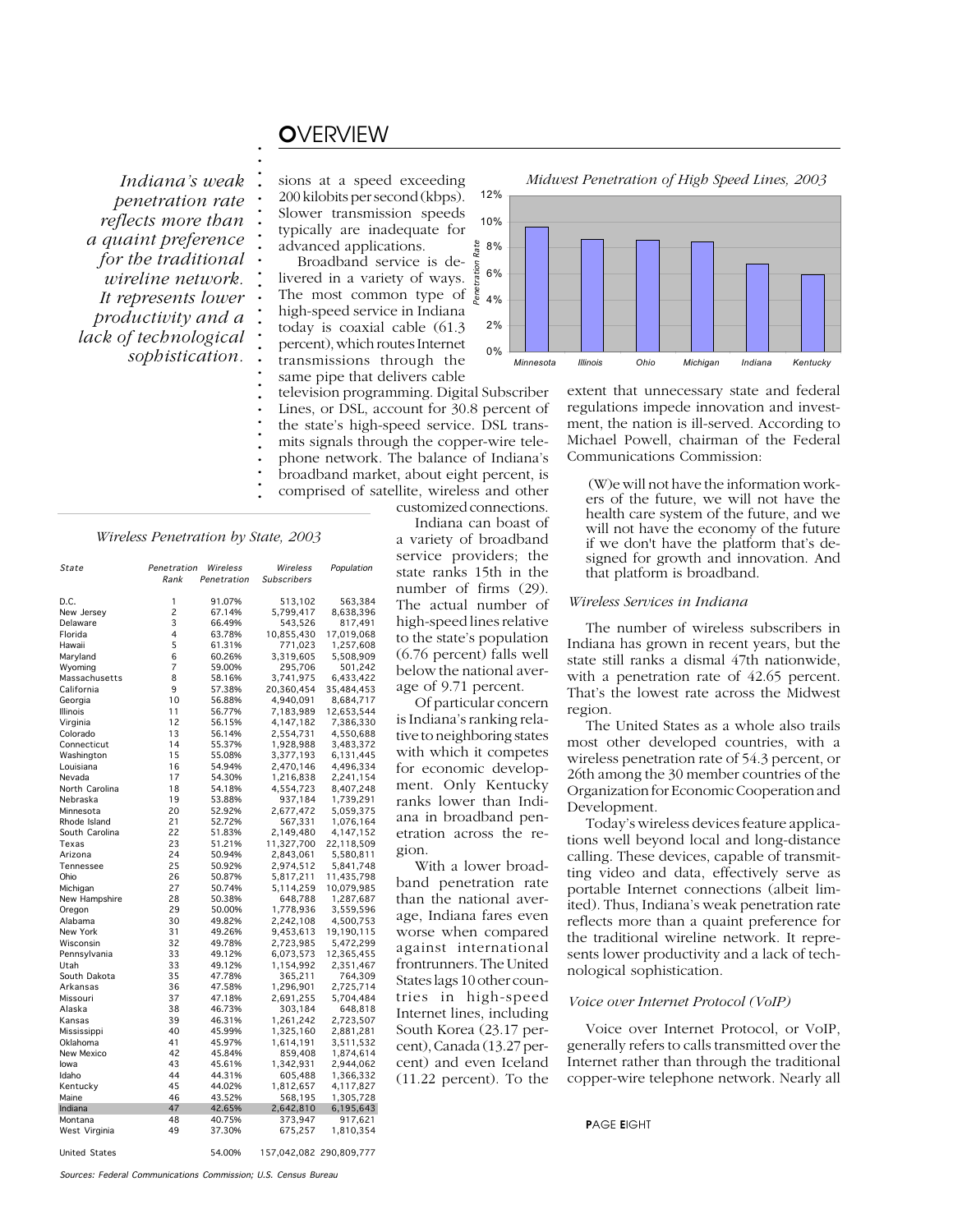# OVERVIEW

*Indiana's weak penetration rate reflects more than a quaint preference for the traditional wireline network. It represents lower productivity and a lack of technological sophistication.*

sions at a speed exceeding 200 kilobits per second (kbps). Slower transmission speeds typically are inadequate for advanced applications.

Broadband service is delivered in a variety of ways. The most common type of high-speed service in Indiana today is coaxial cable (61.3 percent), which routes Internet transmissions through the same pipe that delivers cable television programming. Digital Subscriber Lines, or DSL, account for 30.8 percent of the state's high-speed service. DSL transmits signals through the copper-wire telephone network. The balance of Indiana's broadband market, about eight percent, is comprised of satellite, wireless and other customized connections.

Indiana can boast of a variety of broadband service providers; the state ranks 15th in the number of firms (29). The actual number of high-speed lines relative to the state's population (6.76 percent) falls well below the national average of 9.71 percent.

Of particular concern is Indiana's ranking relative to neighboring states with which it competes for economic development. Only Kentucky ranks lower than Indiana in broadband penetration across the region.

With a lower broadband penetration rate than the national average, Indiana fares even worse when compared against international frontrunners. The United States lags 10 other countries in high-speed Internet lines, including South Korea (23.17 percent), Canada (13.27 percent) and even Iceland (11.22 percent). To the extent that unnecessary state and federal regulations impede innovation and investment, the nation is ill-served. According to Michael Powell, chairman of the Federal Communications Commission:

> (W)e will not have the information workers of the future, we will not have the health care system of the future, and we will not have the economy of the future if we don't have the platform that's designed for growth and innovation. And that platform is broadband.

*Midwest Penetration of High Speed Lines, 2003*

| State | Penetration Rate |
|---|---|
| Minnesota | ~9.6% |
| Illinois | ~8.7% |
| Ohio | ~8.6% |
| Michigan | ~8.5% |
| Indiana | ~6.8% |
| Kentucky | ~6.0% |

*Wireless Penetration by State, 2003*

| State | Penetration Rank | Wireless Penetration | Wireless Subscribers | Population |
|---|---|---|---|---|
| D.C. | 1 | 91.07% | 513,102 | 563,384 |
| New Jersey | 2 | 67.14% | 5,799,417 | 8,638,396 |
| Delaware | 3 | 66.49% | 543,526 | 817,491 |
| Florida | 4 | 63.78% | 10,855,430 | 17,019,068 |
| Hawaii | 5 | 61.31% | 771,023 | 1,257,608 |
| Maryland | 6 | 60.26% | 3,319,605 | 5,508,909 |
| Wyoming | 7 | 59.00% | 295,706 | 501,242 |
| Massachusetts | 8 | 58.16% | 3,741,975 | 6,433,422 |
| California | 9 | 57.38% | 20,360,454 | 35,484,453 |
| Georgia | 10 | 56.88% | 4,940,091 | 8,684,717 |
| Illinois | 11 | 56.77% | 7,183,989 | 12,653,544 |
| Virginia | 12 | 56.15% | 4,147,182 | 7,386,330 |
| Colorado | 13 | 56.14% | 2,554,731 | 4,550,688 |
| Connecticut | 14 | 55.37% | 1,928,988 | 3,483,372 |
| Washington | 15 | 55.08% | 3,377,193 | 6,131,445 |
| Louisiana | 16 | 54.94% | 2,470,146 | 4,496,334 |
| Nevada | 17 | 54.30% | 1,216,838 | 2,241,154 |
| North Carolina | 18 | 54.18% | 4,554,723 | 8,407,248 |
| Nebraska | 19 | 53.88% | 937,184 | 1,739,291 |
| Minnesota | 20 | 52.92% | 2,677,472 | 5,059,375 |
| Rhode Island | 21 | 52.72% | 567,331 | 1,076,164 |
| South Carolina | 22 | 51.83% | 2,149,480 | 4,147,152 |
| Texas | 23 | 51.21% | 11,327,700 | 22,118,509 |
| Arizona | 24 | 50.94% | 2,843,061 | 5,580,811 |
| Tennessee | 25 | 50.92% | 2,974,512 | 5,841,748 |
| Ohio | 26 | 50.87% | 5,817,211 | 11,435,798 |
| Michigan | 27 | 50.74% | 5,114,259 | 10,079,985 |
| New Hampshire | 28 | 50.38% | 648,788 | 1,287,687 |
| Oregon | 29 | 50.00% | 1,778,936 | 3,559,596 |
| Alabama | 30 | 49.82% | 2,242,108 | 4,500,753 |
| New York | 31 | 49.26% | 9,453,613 | 19,190,115 |
| Wisconsin | 32 | 49.78% | 2,723,985 | 5,472,299 |
| Pennsylvania | 33 | 49.12% | 6,073,573 | 12,365,455 |
| Utah | 33 | 49.12% | 1,154,992 | 2,351,467 |
| South Dakota | 35 | 47.78% | 365,211 | 764,309 |
| Arkansas | 36 | 47.58% | 1,296,901 | 2,725,714 |
| Missouri | 37 | 47.18% | 2,691,255 | 5,704,484 |
| Alaska | 38 | 46.73% | 303,184 | 648,818 |
| Kansas | 39 | 46.31% | 1,261,242 | 2,723,507 |
| Mississippi | 40 | 45.99% | 1,325,160 | 2,881,281 |
| Oklahoma | 41 | 45.97% | 1,614,191 | 3,511,532 |
| New Mexico | 42 | 45.84% | 859,408 | 1,874,614 |
| Iowa | 43 | 45.61% | 1,342,931 | 2,944,062 |
| Idaho | 44 | 44.31% | 605,488 | 1,366,332 |
| Kentucky | 45 | 44.02% | 1,812,657 | 4,117,827 |
| Maine | 46 | 43.52% | 568,195 | 1,305,728 |
| Indiana | 47 | 42.65% | 2,642,810 | 6,195,643 |
| Montana | 48 | 40.75% | 373,947 | 917,621 |
| West Virginia | 49 | 37.30% | 675,257 | 1,810,354 |
| United States | | 54.00% | 157,042,082 | 290,809,777 |

*Sources: Federal Communications Commission; U.S. Census Bureau*

### *Wireless Services in Indiana*

The number of wireless subscribers in Indiana has grown in recent years, but the state still ranks a dismal 47th nationwide, with a penetration rate of 42.65 percent. That's the lowest rate across the Midwest region.

The United States as a whole also trails most other developed countries, with a wireless penetration rate of 54.3 percent, or 26th among the 30 member countries of the Organization for Economic Cooperation and Development.

Today's wireless devices feature applications well beyond local and long-distance calling. These devices, capable of transmitting video and data, effectively serve as portable Internet connections (albeit limited). Thus, Indiana's weak penetration rate reflects more than a quaint preference for the traditional wireline network. It represents lower productivity and a lack of technological sophistication.

### *Voice over Internet Protocol (VoIP)*

Voice over Internet Protocol, or VoIP, generally refers to calls transmitted over the Internet rather than through the traditional copper-wire telephone network. Nearly all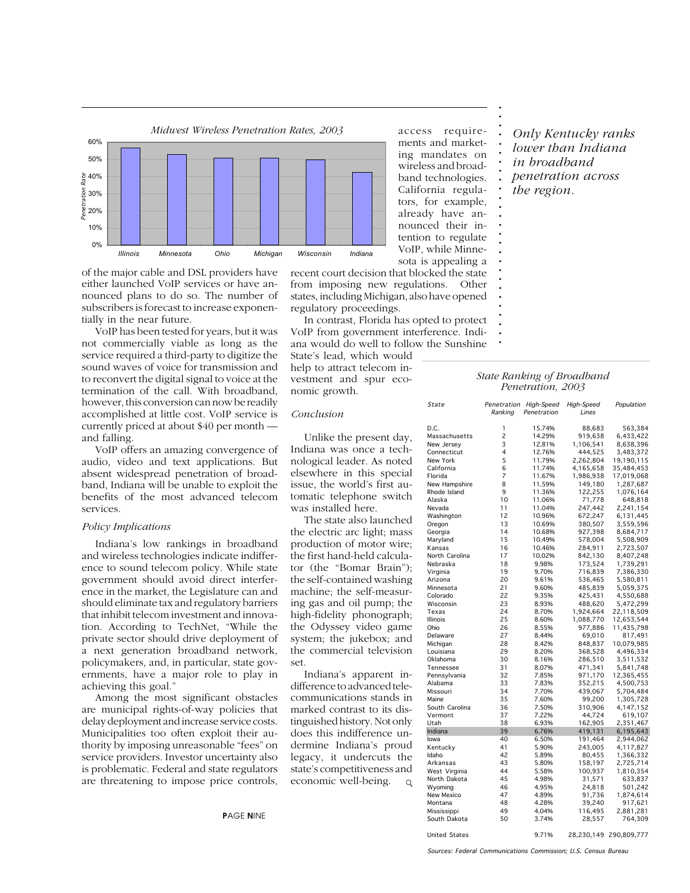*Midwest Wireless Penetration Rates, 2003*

| State | Penetration Rate |
|---|---|
| Illinois | |
| Minnesota | |
| Ohio | |
| Michigan | |
| Wisconsin | |
| Indiana | |

of the major cable and DSL providers have either launched VoIP services or have announced plans to do so. The number of subscribers is forecast to increase exponentially in the near future.

VoIP has been tested for years, but it was not commercially viable as long as the service required a third-party to digitize the sound waves of voice for transmission and to reconvert the digital signal to voice at the termination of the call. With broadband, however, this conversion can now be readily accomplished at little cost. VoIP service is currently priced at about $40 per month — and falling.

VoIP offers an amazing convergence of audio, video and text applications. But absent widespread penetration of broadband, Indiana will be unable to exploit the benefits of the most advanced telecom services.

### *Policy Implications*

Indiana's low rankings in broadband and wireless technologies indicate indifference to sound telecom policy. While state government should avoid direct interference in the market, the Legislature can and should eliminate tax and regulatory barriers that inhibit telecom investment and innovation. According to TechNet, "While the private sector should drive deployment of a next generation broadband network, policymakers, and, in particular, state governments, have a major role to play in achieving this goal."

Among the most significant obstacles are municipal rights-of-way policies that delay deployment and increase service costs. Municipalities too often exploit their authority by imposing unreasonable "fees" on service providers. Investor uncertainty also is problematic. Federal and state regulators are threatening to impose price controls, access requirements and marketing mandates on wireless and broadband technologies. California regulators, for example, already have announced their intention to regulate VoIP, while Minnesota is appealing a recent court decision that blocked the state from imposing new regulations. Other states, including Michigan, also have opened regulatory proceedings.

In contrast, Florida has opted to protect VoIP from government interference. Indiana would do well to follow the Sunshine State's lead, which would help to attract telecom investment and spur economic growth.

*Only Kentucky ranks lower than Indiana in broadband penetration across the region.*

### *Conclusion*

Unlike the present day, Indiana was once a technological leader. As noted elsewhere in this special issue, the world's first automatic telephone switch was installed here.

The state also launched the electric arc light; mass production of motor wire; the first hand-held calculator (the "Bomar Brain"); the self-contained washing machine; the self-measuring gas and oil pump; the high-fidelity phonograph; the Odyssey video game system; the jukebox; and the commercial television set.

Indiana's apparent indifference to advanced telecommunications stands in marked contrast to its distinguished history. Not only does this indifference undermine Indiana's proud legacy, it undercuts the state's competitiveness and economic well-being.

*State Ranking of Broadband Penetration, 2003*

| State | Penetration Ranking | High-Speed Penetration | High-Speed Lines | Population |
|---|---|---|---|---|
| D.C. | 1 | 15.74% | 88,683 | 563,384 |
| Massachusetts | 2 | 14.29% | 919,638 | 6,433,422 |
| New Jersey | 3 | 12.81% | 1,106,541 | 8,638,396 |
| Connecticut | 4 | 12.76% | 444,525 | 3,483,372 |
| New York | 5 | 11.79% | 2,262,804 | 19,190,115 |
| California | 6 | 11.74% | 4,165,658 | 35,484,453 |
| Florida | 7 | 11.67% | 1,986,938 | 17,019,068 |
| New Hampshire | 8 | 11.59% | 149,180 | 1,287,687 |
| Rhode Island | 9 | 11.36% | 122,255 | 1,076,164 |
| Alaska | 10 | 11.06% | 71,778 | 648,818 |
| Nevada | 11 | 11.04% | 247,442 | 2,241,154 |
| Washington | 12 | 10.96% | 672,247 | 6,131,445 |
| Oregon | 13 | 10.69% | 380,507 | 3,559,596 |
| Georgia | 14 | 10.68% | 927,398 | 8,684,717 |
| Maryland | 15 | 10.49% | 578,004 | 5,508,909 |
| Kansas | 16 | 10.46% | 284,911 | 2,723,507 |
| North Carolina | 17 | 10.02% | 842,130 | 8,407,248 |
| Nebraska | 18 | 9.98% | 173,524 | 1,739,291 |
| Virginia | 19 | 9.70% | 716,839 | 7,386,330 |
| Arizona | 20 | 9.61% | 536,465 | 5,580,811 |
| Minnesota | 21 | 9.60% | 485,839 | 5,059,375 |
| Colorado | 22 | 9.35% | 425,431 | 4,550,688 |
| Wisconsin | 23 | 8.93% | 488,620 | 5,472,299 |
| Texas | 24 | 8.70% | 1,924,664 | 22,118,509 |
| Illinois | 25 | 8.60% | 1,088,770 | 12,653,544 |
| Ohio | 26 | 8.55% | 977,886 | 11,435,798 |
| Delaware | 27 | 8.44% | 69,010 | 817,491 |
| Michigan | 28 | 8.42% | 848,837 | 10,079,985 |
| Louisiana | 29 | 8.20% | 368,528 | 4,496,334 |
| Oklahoma | 30 | 8.16% | 286,510 | 3,511,532 |
| Tennessee | 31 | 8.07% | 471,341 | 5,841,748 |
| Pennsylvania | 32 | 7.85% | 971,170 | 12,365,455 |
| Alabama | 33 | 7.83% | 352,215 | 4,500,753 |
| Missouri | 34 | 7.70% | 439,067 | 5,704,484 |
| Maine | 35 | 7.60% | 99,200 | 1,305,728 |
| South Carolina | 36 | 7.50% | 310,906 | 4,147,152 |
| Vermont | 37 | 7.22% | 44,724 | 619,107 |
| Utah | 38 | 6.93% | 162,905 | 2,351,467 |
| Indiana | 39 | 6.76% | 419,131 | 6,195,643 |
| Iowa | 40 | 6.50% | 191,464 | 2,944,062 |
| Kentucky | 41 | 5.90% | 243,005 | 4,117,827 |
| Idaho | 42 | 5.89% | 80,455 | 1,366,332 |
| Arkansas | 43 | 5.80% | 158,197 | 2,725,714 |
| West Virginia | 44 | 5.58% | 100,937 | 1,810,354 |
| North Dakota | 45 | 4.98% | 31,571 | 633,837 |
| Wyoming | 46 | 4.95% | 24,818 | 501,242 |
| New Mexico | 47 | 4.89% | 91,736 | 1,874,614 |
| Montana | 48 | 4.28% | 39,240 | 917,621 |
| Mississippi | 49 | 4.04% | 116,495 | 2,881,281 |
| South Dakota | 50 | 3.74% | 28,557 | 764,309 |
| United States | | 9.71% | 28,230,149 | 290,809,777 |

*Sources: Federal Communications Commission; U.S. Census Bureau*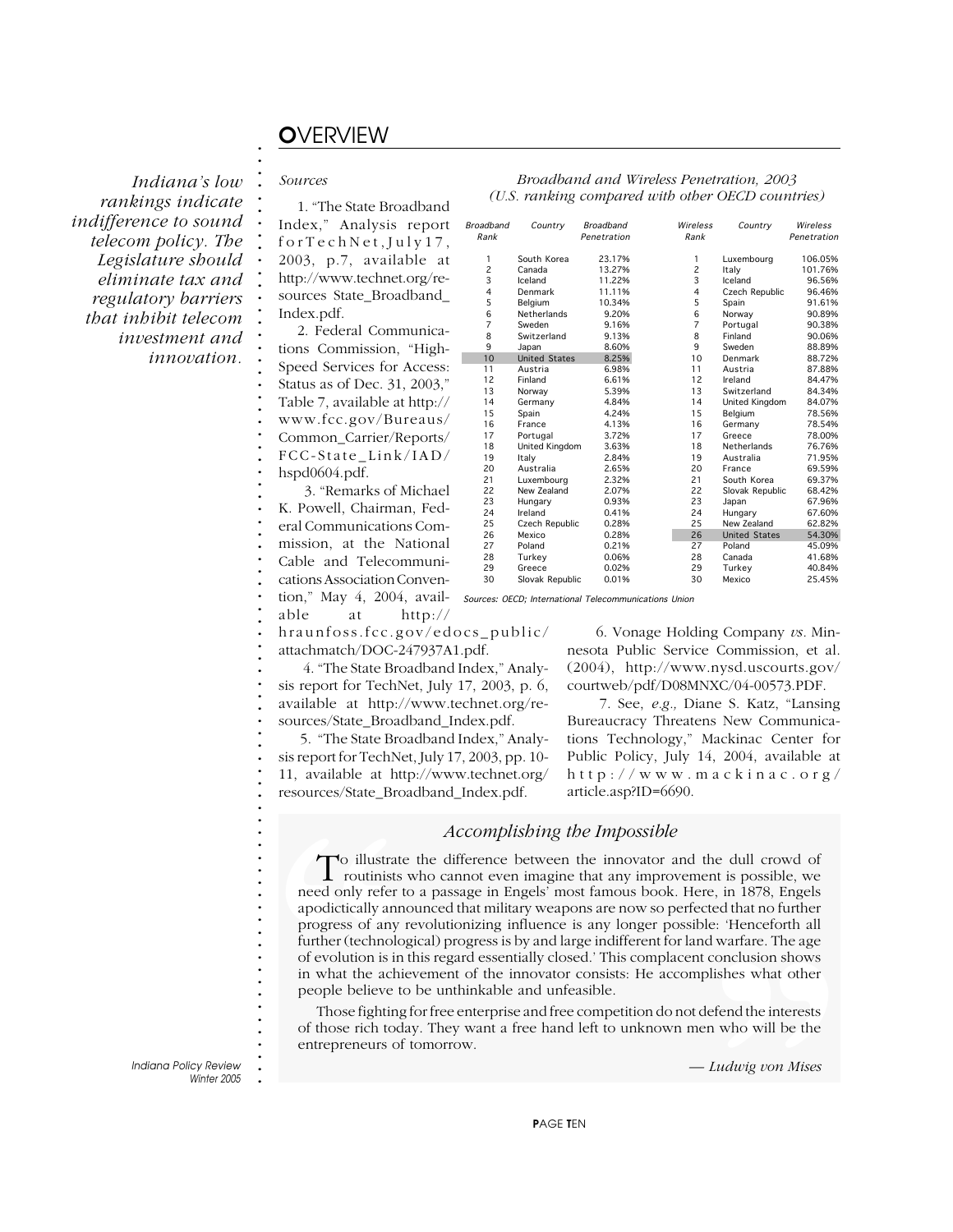# OVERVIEW

*Indiana's low rankings indicate indifference to sound telecom policy. The Legislature should eliminate tax and regulatory barriers that inhibit telecom investment and innovation.*

*Broadband and Wireless Penetration, 2003*
*(U.S. ranking compared with other OECD countries)*

| Broadband Rank | Country | Broadband Penetration | Wireless Rank | Country | Wireless Penetration |
|---|---|---|---|---|---|
| 1 | South Korea | 23.17% | 1 | Luxembourg | 106.05% |
| 2 | Canada | 13.27% | 2 | Italy | 101.76% |
| 3 | Iceland | 11.22% | 3 | Iceland | 96.56% |
| 4 | Denmark | 11.11% | 4 | Czech Republic | 96.46% |
| 5 | Belgium | 10.34% | 5 | Spain | 91.61% |
| 6 | Netherlands | 9.20% | 6 | Norway | 90.89% |
| 7 | Sweden | 9.16% | 7 | Portugal | 90.38% |
| 8 | Switzerland | 9.13% | 8 | Finland | 90.06% |
| 9 | Japan | 8.60% | 9 | Sweden | 88.89% |
| 10 | United States | 8.25% | 10 | Denmark | 88.72% |
| 11 | Austria | 6.98% | 11 | Austria | 87.88% |
| 12 | Finland | 6.61% | 12 | Ireland | 84.47% |
| 13 | Norway | 5.39% | 13 | Switzerland | 84.34% |
| 14 | Germany | 4.84% | 14 | United Kingdom | 84.07% |
| 15 | Spain | 4.24% | 15 | Belgium | 78.56% |
| 16 | France | 4.13% | 16 | Germany | 78.54% |
| 17 | Portugal | 3.72% | 17 | Greece | 78.00% |
| 18 | United Kingdom | 3.63% | 18 | Netherlands | 76.76% |
| 19 | Italy | 2.84% | 19 | Australia | 71.95% |
| 20 | Australia | 2.65% | 20 | France | 69.59% |
| 21 | Luxembourg | 2.32% | 21 | South Korea | 69.37% |
| 22 | New Zealand | 2.07% | 22 | Slovak Republic | 68.42% |
| 23 | Hungary | 0.93% | 23 | Japan | 67.96% |
| 24 | Ireland | 0.41% | 24 | Hungary | 67.60% |
| 25 | Czech Republic | 0.28% | 25 | New Zealand | 62.82% |
| 26 | Mexico | 0.28% | 26 | United States | 54.30% |
| 27 | Poland | 0.21% | 27 | Poland | 45.09% |
| 28 | Turkey | 0.06% | 28 | Canada | 41.68% |
| 29 | Greece | 0.02% | 29 | Turkey | 40.84% |
| 30 | Slovak Republic | 0.01% | 30 | Mexico | 25.45% |

*Sources: OECD; International Telecommunications Union*

*Sources*

1. "The State Broadband Index," Analysis report for TechNet, July 17, 2003, p.7, available at http://www.technet.org/resources State_Broadband_Index.pdf.

2. Federal Communications Commission, "High-Speed Services for Access: Status as of Dec. 31, 2003," Table 7, available at http://www.fcc.gov/Bureaus/Common_Carrier/Reports/FCC-State_Link/IAD/hspd0604.pdf.

3. "Remarks of Michael K. Powell, Chairman, Federal Communications Commission, at the National Cable and Telecommunications Association Convention," May 4, 2004, available at http://hraunfoss.fcc.gov/edocs_public/attachmatch/DOC-247937A1.pdf.

4. "The State Broadband Index," Analysis report for TechNet, July 17, 2003, p. 6, available at http://www.technet.org/resources/State_Broadband_Index.pdf.

5. "The State Broadband Index," Analysis report for TechNet, July 17, 2003, pp. 10-11, available at http://www.technet.org/resources/State_Broadband_Index.pdf.

6. Vonage Holding Company *vs.* Minnesota Public Service Commission, et al. (2004), http://www.nysd.uscourts.gov/courtweb/pdf/D08MNXC/04-00573.PDF.

7. See, *e.g.,* Diane S. Katz, "Lansing Bureaucracy Threatens New Communications Technology," Mackinac Center for Public Policy, July 14, 2004, available at http://www.mackinac.org/article.asp?ID=6690.

## *Accomplishing the Impossible*

To illustrate the difference between the innovator and the dull crowd of routinists who cannot even imagine that any improvement is possible, we need only refer to a passage in Engels' most famous book. Here, in 1878, Engels apodictically announced that military weapons are now so perfected that no further progress of any revolutionizing influence is any longer possible: 'Henceforth all further (technological) progress is by and large indifferent for land warfare. The age of evolution is in this regard essentially closed.' This complacent conclusion shows in what the achievement of the innovator consists: He accomplishes what other people believe to be unthinkable and unfeasible.

Those fighting for free enterprise and free competition do not defend the interests of those rich today. They want a free hand left to unknown men who will be the entrepreneurs of tomorrow.

*— Ludwig von Mises*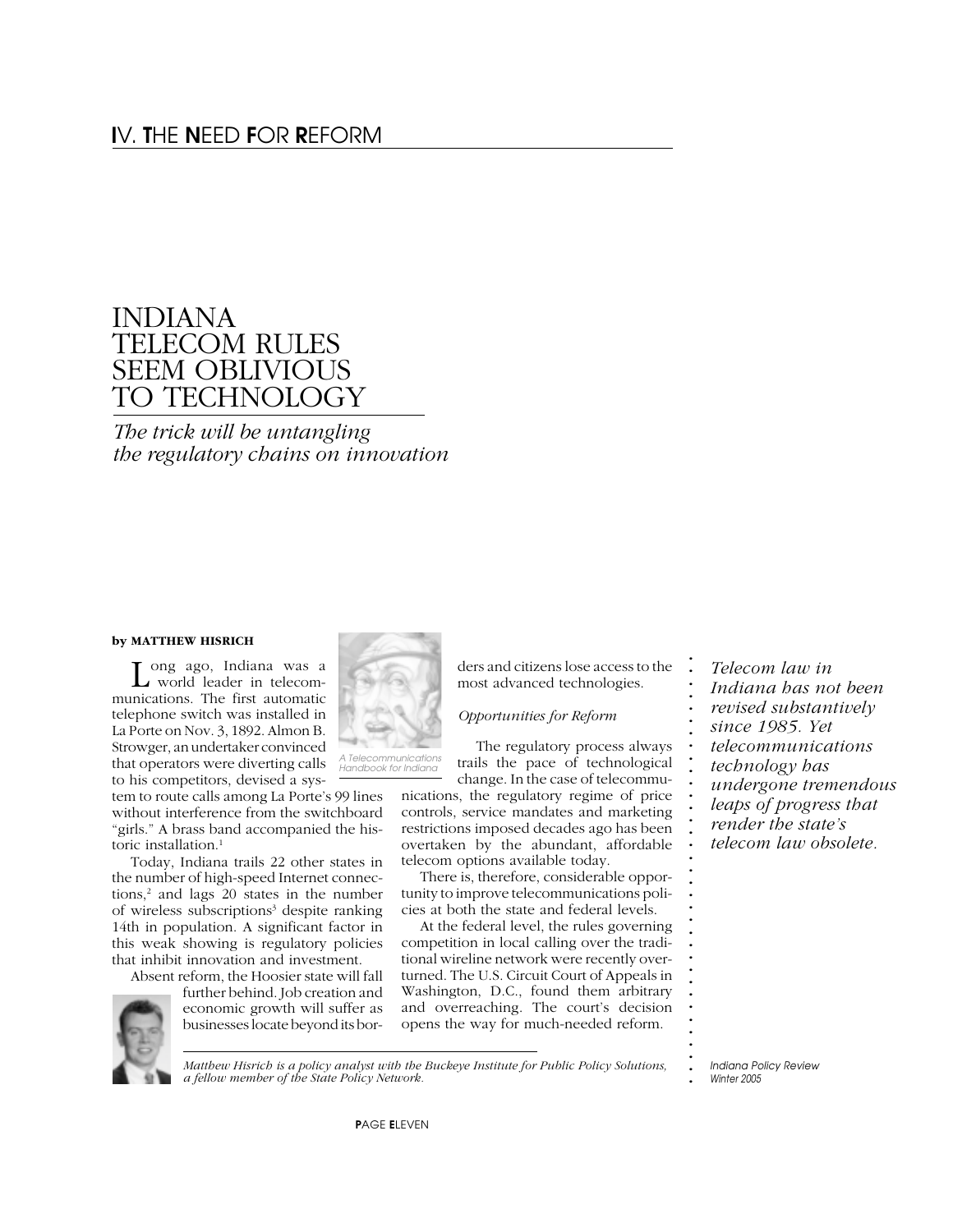# IV. THE NEED FOR REFORM

## INDIANA TELECOM RULES SEEM OBLIVIOUS TO TECHNOLOGY

*The trick will be untangling the regulatory chains on innovation*

**by MATTHEW HISRICH**

Long ago, Indiana was a world leader in telecommunications. The first automatic telephone switch was installed in La Porte on Nov. 3, 1892. Almon B. Strowger, an undertaker convinced that operators were diverting calls to his competitors, devised a system to route calls among La Porte's 99 lines without interference from the switchboard "girls." A brass band accompanied the historic installation.[1]

*A Telecommunications Handbook for Indiana*

Today, Indiana trails 22 other states in the number of high-speed Internet connections,[2] and lags 20 states in the number of wireless subscriptions[3] despite ranking 14th in population. A significant factor in this weak showing is regulatory policies that inhibit innovation and investment.

Absent reform, the Hoosier state will fall further behind. Job creation and economic growth will suffer as businesses locate beyond its borders and citizens lose access to the most advanced technologies.

### *Opportunities for Reform*

The regulatory process always trails the pace of technological change. In the case of telecommunications, the regulatory regime of price controls, service mandates and marketing restrictions imposed decades ago has been overtaken by the abundant, affordable telecom options available today.

There is, therefore, considerable opportunity to improve telecommunications policies at both the state and federal levels.

At the federal level, the rules governing competition in local calling over the traditional wireline network were recently overturned. The U.S. Circuit Court of Appeals in Washington, D.C., found them arbitrary and overreaching. The court's decision opens the way for much-needed reform.

*Telecom law in Indiana has not been revised substantively since 1985. Yet telecommunications technology has undergone tremendous leaps of progress that render the state's telecom law obsolete.*

*Matthew Hisrich is a policy analyst with the Buckeye Institute for Public Policy Solutions, a fellow member of the State Policy Network.*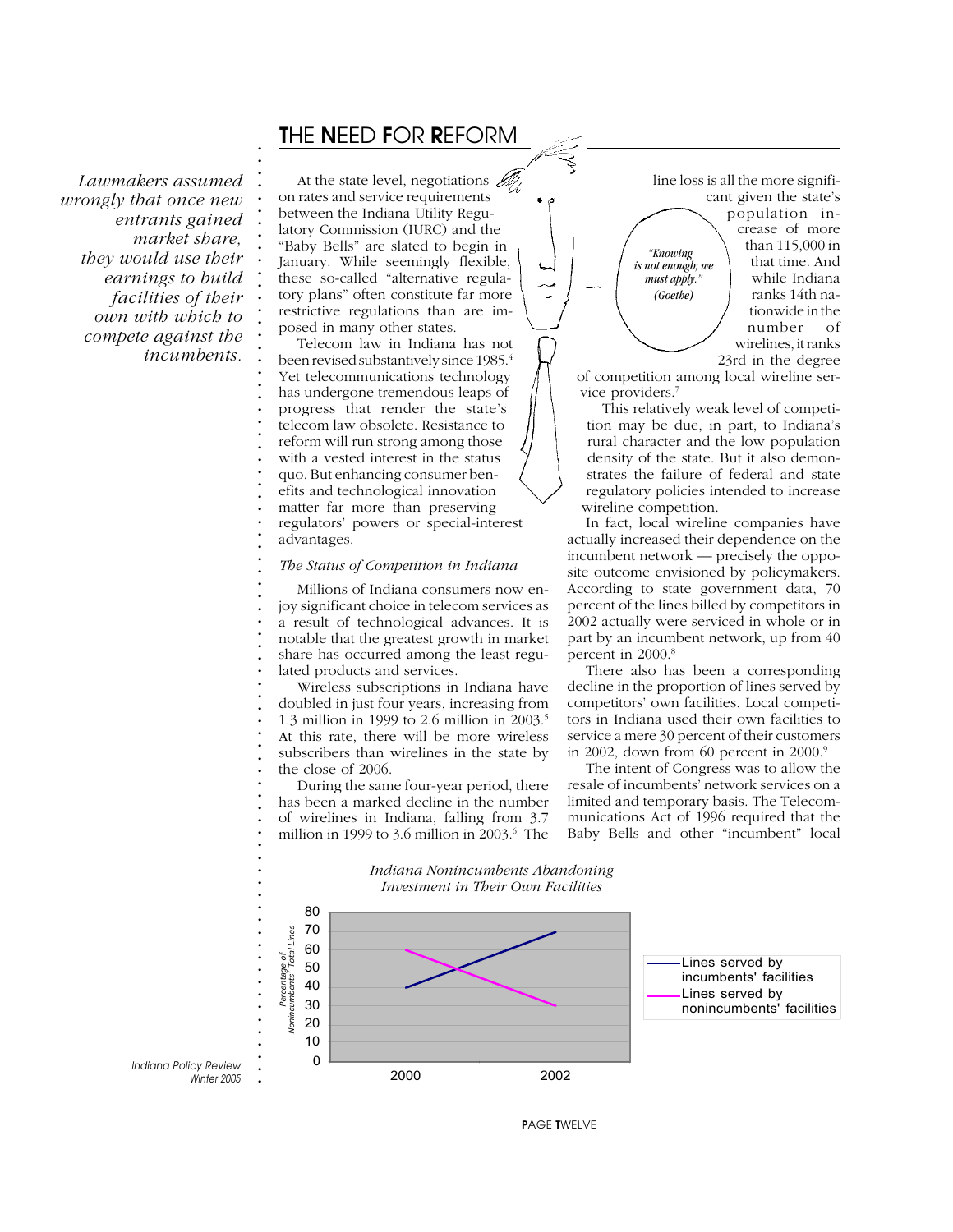# THE NEED FOR REFORM

*Lawmakers assumed wrongly that once new entrants gained market share, they would use their earnings to build facilities of their own with which to compete against the incumbents.*

At the state level, negotiations on rates and service requirements between the Indiana Utility Regulatory Commission (IURC) and the "Baby Bells" are slated to begin in January. While seemingly flexible, these so-called "alternative regulatory plans" often constitute far more restrictive regulations than are imposed in many other states.

Telecom law in Indiana has not been revised substantively since 1985.[4] Yet telecommunications technology has undergone tremendous leaps of progress that render the state's telecom law obsolete. Resistance to reform will run strong among those with a vested interest in the status quo. But enhancing consumer benefits and technological innovation matter far more than preserving regulators' powers or special-interest advantages.

### *The Status of Competition in Indiana*

Millions of Indiana consumers now enjoy significant choice in telecom services as a result of technological advances. It is notable that the greatest growth in market share has occurred among the least regulated products and services.

Wireless subscriptions in Indiana have doubled in just four years, increasing from 1.3 million in 1999 to 2.6 million in 2003.[5] At this rate, there will be more wireless subscribers than wirelines in the state by the close of 2006.

During the same four-year period, there has been a marked decline in the number of wirelines in Indiana, falling from 3.7 million in 1999 to 3.6 million in 2003.[6] The line loss is all the more significant given the state's population increase of more than 115,000 in that time. And while Indiana ranks 14th nationwide in the number of wirelines, it ranks 23rd in the degree of competition among local wireline service providers.[7]

*"Knowing is not enough; we must apply." (Goethe)*

This relatively weak level of competition may be due, in part, to Indiana's rural character and the low population density of the state. But it also demonstrates the failure of federal and state regulatory policies intended to increase wireline competition.

In fact, local wireline companies have actually increased their dependence on the incumbent network — precisely the opposite outcome envisioned by policymakers. According to state government data, 70 percent of the lines billed by competitors in 2002 actually were serviced in whole or in part by an incumbent network, up from 40 percent in 2000.[8]

There also has been a corresponding decline in the proportion of lines served by competitors' own facilities. Local competitors in Indiana used their own facilities to service a mere 30 percent of their customers in 2002, down from 60 percent in 2000.[9]

The intent of Congress was to allow the resale of incumbents' network services on a limited and temporary basis. The Telecommunications Act of 1996 required that the Baby Bells and other "incumbent" local

*Indiana Nonincumbents Abandoning Investment in Their Own Facilities*

Percentage of Nonincumbents' Total Lines

| | 2000 | 2002 |
|---|---|---|
| Lines served by incumbents' facilities | 40 | 70 |
| Lines served by nonincumbents' facilities | 60 | 30 |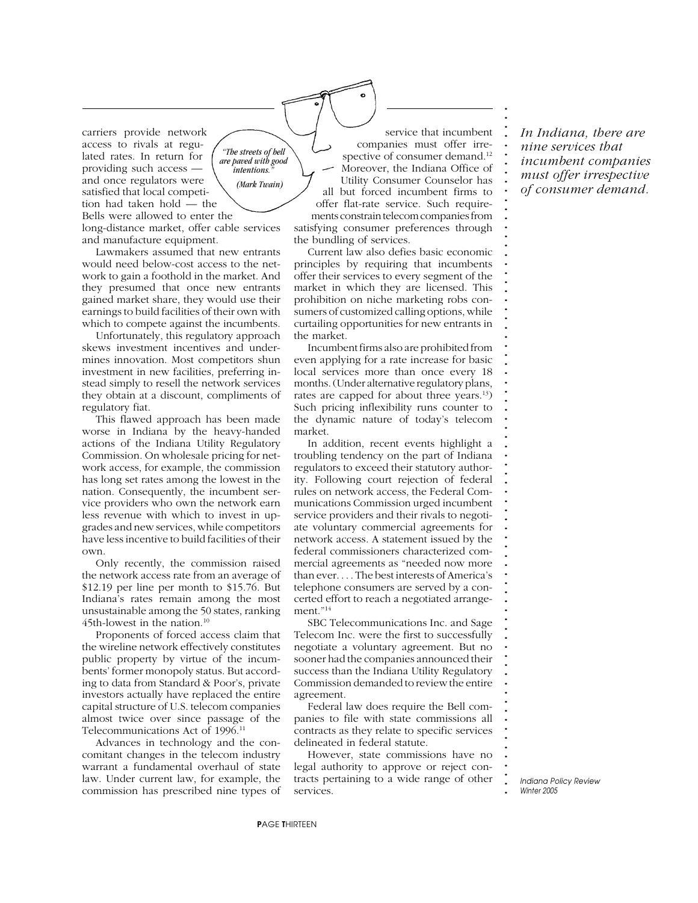carriers provide network access to rivals at regulated rates. In return for providing such access — and once regulators were satisfied that local competition had taken hold — the Bells were allowed to enter the long-distance market, offer cable services and manufacture equipment.

*"The streets of hell are paved with good intentions."*

*(Mark Twain)*

Lawmakers assumed that new entrants would need below-cost access to the network to gain a foothold in the market. And they presumed that once new entrants gained market share, they would use their earnings to build facilities of their own with which to compete against the incumbents.

Unfortunately, this regulatory approach skews investment incentives and undermines innovation. Most competitors shun investment in new facilities, preferring instead simply to resell the network services they obtain at a discount, compliments of regulatory fiat.

This flawed approach has been made worse in Indiana by the heavy-handed actions of the Indiana Utility Regulatory Commission. On wholesale pricing for network access, for example, the commission has long set rates among the lowest in the nation. Consequently, the incumbent service providers who own the network earn less revenue with which to invest in upgrades and new services, while competitors have less incentive to build facilities of their own.

Only recently, the commission raised the network access rate from an average of \$12.19 per line per month to \$15.76. But Indiana's rates remain among the most unsustainable among the 50 states, ranking 45th-lowest in the nation.[10]

Proponents of forced access claim that the wireline network effectively constitutes public property by virtue of the incumbents' former monopoly status. But according to data from Standard & Poor's, private investors actually have replaced the entire capital structure of U.S. telecom companies almost twice over since passage of the Telecommunications Act of 1996.[11]

Advances in technology and the concomitant changes in the telecom industry warrant a fundamental overhaul of state law. Under current law, for example, the commission has prescribed nine types of service that incumbent companies must offer irrespective of consumer demand.[12] Moreover, the Indiana Office of Utility Consumer Counselor has all but forced incumbent firms to offer flat-rate service. Such requirements constrain telecom companies from satisfying consumer preferences through the bundling of services.

Current law also defies basic economic principles by requiring that incumbents offer their services to every segment of the market in which they are licensed. This prohibition on niche marketing robs consumers of customized calling options, while curtailing opportunities for new entrants in the market.

Incumbent firms also are prohibited from even applying for a rate increase for basic local services more than once every 18 months. (Under alternative regulatory plans, rates are capped for about three years.[13]) Such pricing inflexibility runs counter to the dynamic nature of today's telecom market.

In addition, recent events highlight a troubling tendency on the part of Indiana regulators to exceed their statutory authority. Following court rejection of federal rules on network access, the Federal Communications Commission urged incumbent service providers and their rivals to negotiate voluntary commercial agreements for network access. A statement issued by the federal commissioners characterized commercial agreements as "needed now more than ever. . . . The best interests of America's telephone consumers are served by a concerted effort to reach a negotiated arrangement."[14]

SBC Telecommunications Inc. and Sage Telecom Inc. were the first to successfully negotiate a voluntary agreement. But no sooner had the companies announced their success than the Indiana Utility Regulatory Commission demanded to review the entire agreement.

Federal law does require the Bell companies to file with state commissions all contracts as they relate to specific services delineated in federal statute.

However, state commissions have no legal authority to approve or reject contracts pertaining to a wide range of other services.

*In Indiana, there are nine services that incumbent companies must offer irrespective of consumer demand.*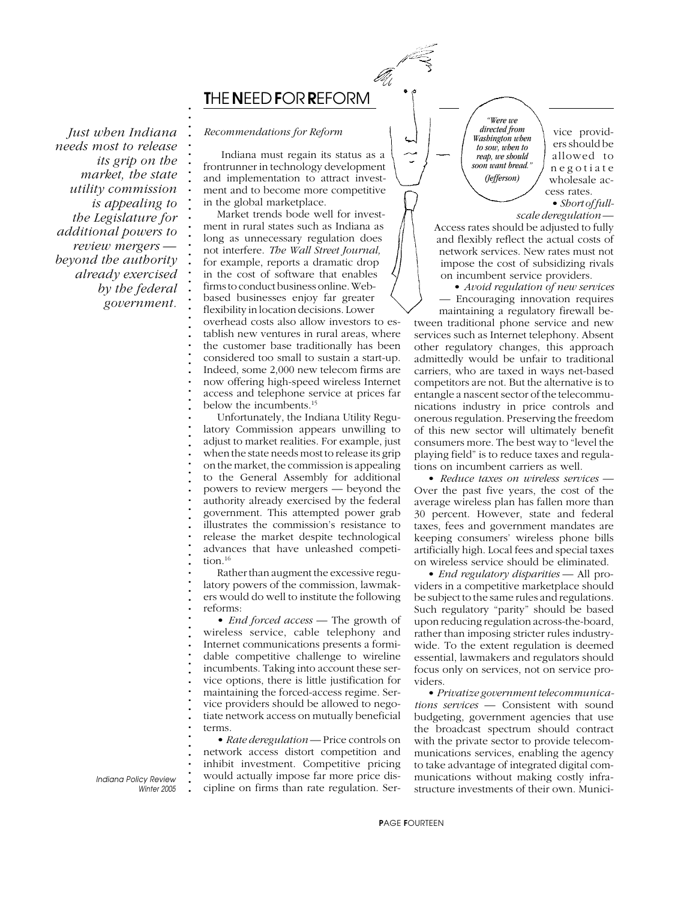# THE NEED FOR REFORM

*Just when Indiana needs most to release its grip on the market, the state utility commission is appealing to the Legislature for additional powers to review mergers — beyond the authority already exercised by the federal government.*

*Recommendations for Reform*

Indiana must regain its status as a frontrunner in technology development and implementation to attract investment and to become more competitive in the global marketplace.

Market trends bode well for investment in rural states such as Indiana as long as unnecessary regulation does not interfere. *The Wall Street Journal,* for example, reports a dramatic drop in the cost of software that enables firms to conduct business online. Web-based businesses enjoy far greater flexibility in location decisions. Lower overhead costs also allow investors to establish new ventures in rural areas, where the customer base traditionally has been considered too small to sustain a start-up. Indeed, some 2,000 new telecom firms are now offering high-speed wireless Internet access and telephone service at prices far below the incumbents.[15]

Unfortunately, the Indiana Utility Regulatory Commission appears unwilling to adjust to market realities. For example, just when the state needs most to release its grip on the market, the commission is appealing to the General Assembly for additional powers to review mergers — beyond the authority already exercised by the federal government. This attempted power grab illustrates the commission's resistance to release the market despite technological advances that have unleashed competition.[16]

Rather than augment the excessive regulatory powers of the commission, lawmakers would do well to institute the following reforms:

- *End forced access* — The growth of wireless service, cable telephony and Internet communications presents a formidable competitive challenge to wireline incumbents. Taking into account these service options, there is little justification for maintaining the forced-access regime. Service providers should be allowed to negotiate network access on mutually beneficial terms.

- *Rate deregulation* — Price controls on network access distort competition and inhibit investment. Competitive pricing would actually impose far more price discipline on firms than rate regulation. Service providers should be allowed to negotiate wholesale access rates.

> *"Were we directed from Washington when to sow, when to reap, we should soon want bread."* (Jefferson)

- *Short of full-scale deregulation* — Access rates should be adjusted to fully and flexibly reflect the actual costs of network services. New rates must not impose the cost of subsidizing rivals on incumbent service providers.

- *Avoid regulation of new services* — Encouraging innovation requires maintaining a regulatory firewall between traditional phone service and new services such as Internet telephony. Absent other regulatory changes, this approach admittedly would be unfair to traditional carriers, who are taxed in ways net-based competitors are not. But the alternative is to entangle a nascent sector of the telecommunications industry in price controls and onerous regulation. Preserving the freedom of this new sector will ultimately benefit consumers more. The best way to "level the playing field" is to reduce taxes and regulations on incumbent carriers as well.

- *Reduce taxes on wireless services* — Over the past five years, the cost of the average wireless plan has fallen more than 30 percent. However, state and federal taxes, fees and government mandates are keeping consumers' wireless phone bills artificially high. Local fees and special taxes on wireless service should be eliminated.

- *End regulatory disparities* — All providers in a competitive marketplace should be subject to the same rules and regulations. Such regulatory "parity" should be based upon reducing regulation across-the-board, rather than imposing stricter rules industry-wide. To the extent regulation is deemed essential, lawmakers and regulators should focus only on services, not on service providers.

- *Privatize government telecommunications services* — Consistent with sound budgeting, government agencies that use the broadcast spectrum should contract with the private sector to provide telecommunications services, enabling the agency to take advantage of integrated digital communications without making costly infrastructure investments of their own. Munici-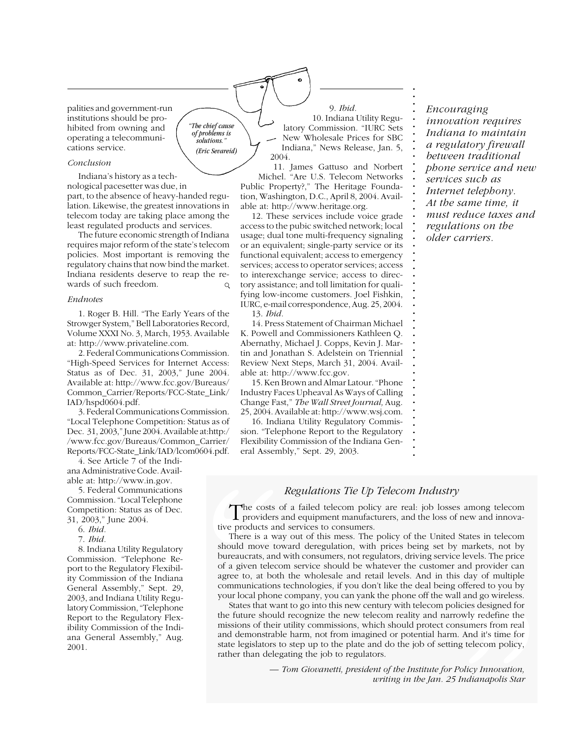palities and government-run institutions should be prohibited from owning and operating a telecommunications service.

> *"The chief cause of problems is solutions."*
> *(Eric Sevareid)*

*Conclusion*

Indiana's history as a technological pacesetter was due, in part, to the absence of heavy-handed regulation. Likewise, the greatest innovations in telecom today are taking place among the least regulated products and services.

The future economic strength of Indiana requires major reform of the state's telecom policies. Most important is removing the regulatory chains that now bind the market. Indiana residents deserve to reap the rewards of such freedom.

*Endnotes*

1. Roger B. Hill. "The Early Years of the Strowger System," Bell Laboratories Record, Volume XXXI No. 3, March, 1953. Available at: http://www.privateline.com.

2. Federal Communications Commission. "High-Speed Services for Internet Access: Status as of Dec. 31, 2003," June 2004. Available at: http://www.fcc.gov/Bureaus/Common_Carrier/Reports/FCC-State_Link/IAD/hspd0604.pdf.

3. Federal Communications Commission. "Local Telephone Competition: Status as of Dec. 31, 2003," June 2004. Available at:http://www.fcc.gov/Bureaus/Common_Carrier/Reports/FCC-State_Link/IAD/lcom0604.pdf.

4. See Article 7 of the Indiana Administrative Code. Available at: http://www.in.gov.

5. Federal Communications Commission. "Local Telephone Competition: Status as of Dec. 31, 2003," June 2004.

6. *Ibid.*

7. *Ibid.*

8. Indiana Utility Regulatory Commission. "Telephone Report to the Regulatory Flexibility Commission of the Indiana General Assembly," Sept. 29, 2003, and Indiana Utility Regulatory Commission, "Telephone Report to the Regulatory Flexibility Commission of the Indiana General Assembly," Aug. 2001.

9. *Ibid.*

10. Indiana Utility Regulatory Commission. "IURC Sets New Wholesale Prices for SBC Indiana," News Release, Jan. 5, 2004.

11. James Gattuso and Norbert Michel. "Are U.S. Telecom Networks Public Property?," The Heritage Foundation, Washington, D.C., April 8, 2004. Available at: http://www.heritage.org.

12. These services include voice grade access to the pubic switched network; local usage; dual tone multi-frequency signaling or an equivalent; single-party service or its functional equivalent; access to emergency services; access to operator services; access to interexchange service; access to directory assistance; and toll limitation for qualifying low-income customers. Joel Fishkin, IURC, e-mail correspondence, Aug. 25, 2004.

13. *Ibid.*

14. Press Statement of Chairman Michael K. Powell and Commissioners Kathleen Q. Abernathy, Michael J. Copps, Kevin J. Martin and Jonathan S. Adelstein on Triennial Review Next Steps, March 31, 2004. Available at: http://www.fcc.gov.

15. Ken Brown and Almar Latour. "Phone Industry Faces Upheaval As Ways of Calling Change Fast," *The Wall Street Journal,* Aug. 25, 2004. Available at: http://www.wsj.com.

16. Indiana Utility Regulatory Commission. "Telephone Report to the Regulatory Flexibility Commission of the Indiana General Assembly," Sept. 29, 2003.

*Encouraging innovation requires Indiana to maintain a regulatory firewall between traditional phone service and new services such as Internet telephony. At the same time, it must reduce taxes and regulations on the older carriers.*

### *Regulations Tie Up Telecom Industry*

The costs of a failed telecom policy are real: job losses among telecom providers and equipment manufacturers, and the loss of new and innovative products and services to consumers.

There is a way out of this mess. The policy of the United States in telecom should move toward deregulation, with prices being set by markets, not by bureaucrats, and with consumers, not regulators, driving service levels. The price of a given telecom service should be whatever the customer and provider can agree to, at both the wholesale and retail levels. And in this day of multiple communications technologies, if you don't like the deal being offered to you by your local phone company, you can yank the phone off the wall and go wireless.

States that want to go into this new century with telecom policies designed for the future should recognize the new telecom reality and narrowly redefine the missions of their utility commissions, which should protect consumers from real and demonstrable harm, not from imagined or potential harm. And it's time for state legislators to step up to the plate and do the job of setting telecom policy, rather than delegating the job to regulators.

— *Tom Giovanetti, president of the Institute for Policy Innovation, writing in the Jan. 25 Indianapolis Star*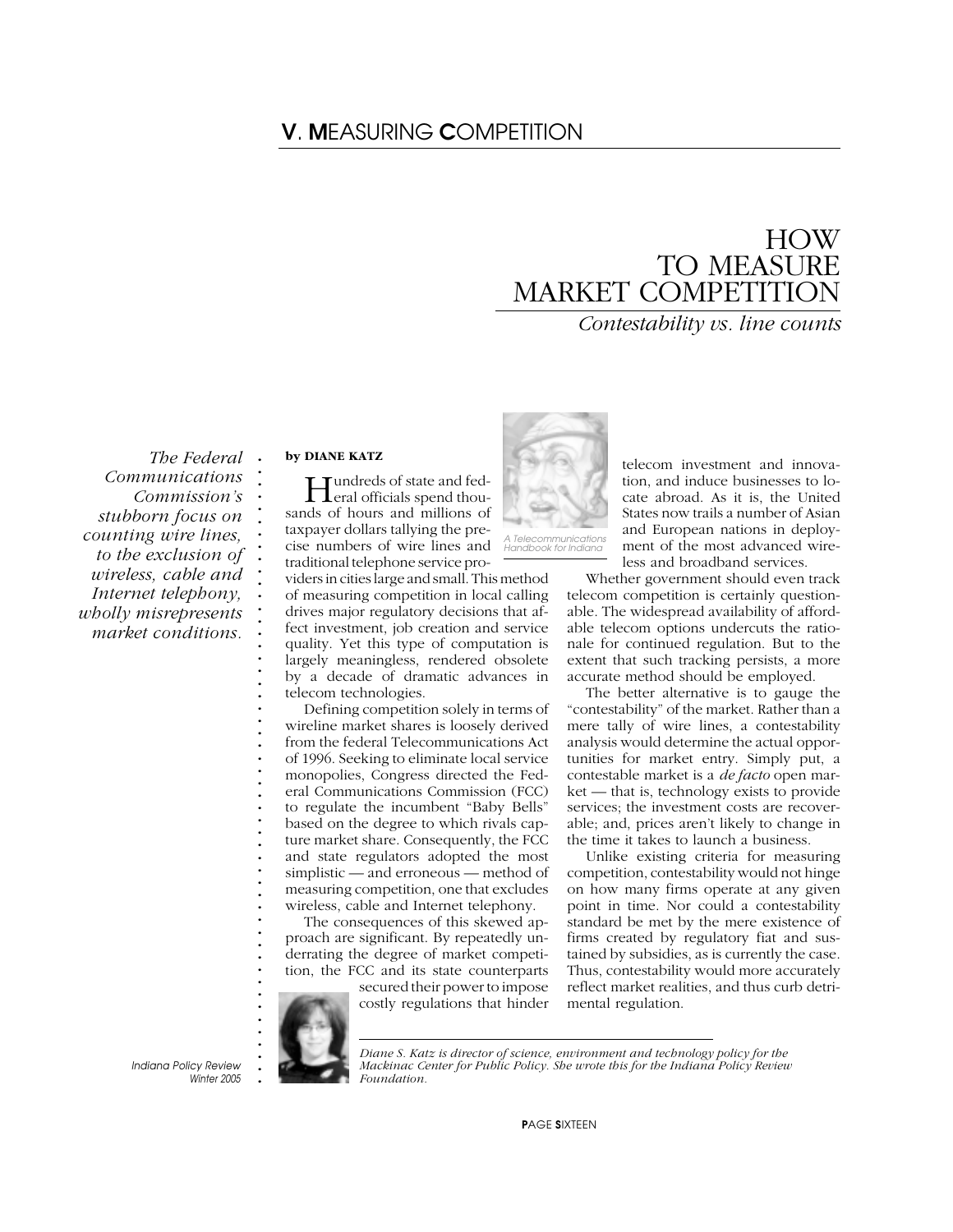# V. MEASURING COMPETITION

## HOW TO MEASURE MARKET COMPETITION

*Contestability vs. line counts*

*The Federal Communications Commission's stubborn focus on counting wire lines, to the exclusion of wireless, cable and Internet telephony, wholly misrepresents market conditions.*

by **DIANE KATZ**

Hundreds of state and federal officials spend thousands of hours and millions of taxpayer dollars tallying the precise numbers of wire lines and traditional telephone service providers in cities large and small. This method of measuring competition in local calling drives major regulatory decisions that affect investment, job creation and service quality. Yet this type of computation is largely meaningless, rendered obsolete by a decade of dramatic advances in telecom technologies.

Defining competition solely in terms of wireline market shares is loosely derived from the federal Telecommunications Act of 1996. Seeking to eliminate local service monopolies, Congress directed the Federal Communications Commission (FCC) to regulate the incumbent "Baby Bells" based on the degree to which rivals capture market share. Consequently, the FCC and state regulators adopted the most simplistic — and erroneous — method of measuring competition, one that excludes wireless, cable and Internet telephony.

The consequences of this skewed approach are significant. By repeatedly underrating the degree of market competition, the FCC and its state counterparts secured their power to impose costly regulations that hinder telecom investment and innovation, and induce businesses to locate abroad. As it is, the United States now trails a number of Asian and European nations in deployment of the most advanced wireless and broadband services.

*A Telecommunications Handbook for Indiana*

Whether government should even track telecom competition is certainly questionable. The widespread availability of affordable telecom options undercuts the rationale for continued regulation. But to the extent that such tracking persists, a more accurate method should be employed.

The better alternative is to gauge the "contestability" of the market. Rather than a mere tally of wire lines, a contestability analysis would determine the actual opportunities for market entry. Simply put, a contestable market is a *de facto* open market — that is, technology exists to provide services; the investment costs are recoverable; and, prices aren't likely to change in the time it takes to launch a business.

Unlike existing criteria for measuring competition, contestability would not hinge on how many firms operate at any given point in time. Nor could a contestability standard be met by the mere existence of firms created by regulatory fiat and sustained by subsidies, as is currently the case. Thus, contestability would more accurately reflect market realities, and thus curb detrimental regulation.

*Diane S. Katz is director of science, environment and technology policy for the Mackinac Center for Public Policy. She wrote this for the Indiana Policy Review Foundation.*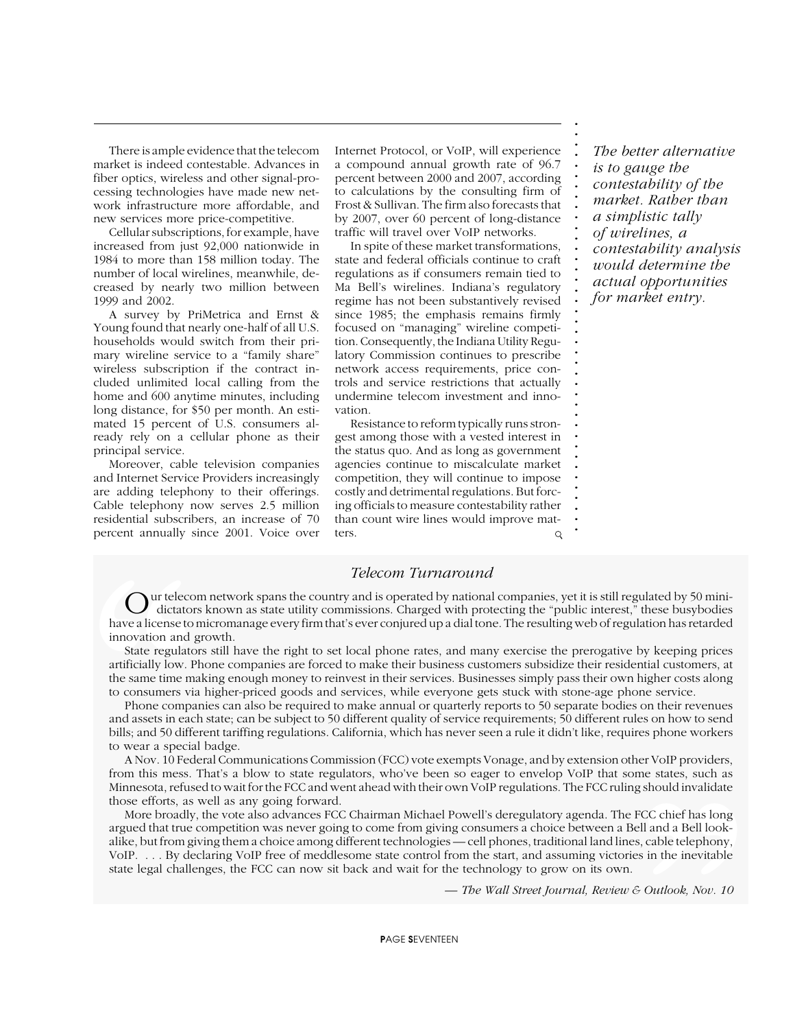There is ample evidence that the telecom market is indeed contestable. Advances in fiber optics, wireless and other signal-processing technologies have made new network infrastructure more affordable, and new services more price-competitive.

Cellular subscriptions, for example, have increased from just 92,000 nationwide in 1984 to more than 158 million today. The number of local wirelines, meanwhile, decreased by nearly two million between 1999 and 2002.

A survey by PriMetrica and Ernst & Young found that nearly one-half of all U.S. households would switch from their primary wireline service to a "family share" wireless subscription if the contract included unlimited local calling from the home and 600 anytime minutes, including long distance, for $50 per month. An estimated 15 percent of U.S. consumers already rely on a cellular phone as their principal service.

Moreover, cable television companies and Internet Service Providers increasingly are adding telephony to their offerings. Cable telephony now serves 2.5 million residential subscribers, an increase of 70 percent annually since 2001. Voice over Internet Protocol, or VoIP, will experience a compound annual growth rate of 96.7 percent between 2000 and 2007, according to calculations by the consulting firm of Frost & Sullivan. The firm also forecasts that by 2007, over 60 percent of long-distance traffic will travel over VoIP networks.

In spite of these market transformations, state and federal officials continue to craft regulations as if consumers remain tied to Ma Bell's wirelines. Indiana's regulatory regime has not been substantively revised since 1985; the emphasis remains firmly focused on "managing" wireline competition. Consequently, the Indiana Utility Regulatory Commission continues to prescribe network access requirements, price controls and service restrictions that actually undermine telecom investment and innovation.

Resistance to reform typically runs strongest among those with a vested interest in the status quo. And as long as government agencies continue to miscalculate market competition, they will continue to impose costly and detrimental regulations. But forcing officials to measure contestability rather than count wire lines would improve matters.

*The better alternative is to gauge the contestability of the market. Rather than a simplistic tally of wirelines, a contestability analysis would determine the actual opportunities for market entry.*

## *Telecom Turnaround*

Our telecom network spans the country and is operated by national companies, yet it is still regulated by 50 mini-dictators known as state utility commissions. Charged with protecting the "public interest," these busybodies have a license to micromanage every firm that's ever conjured up a dial tone. The resulting web of regulation has retarded innovation and growth.

State regulators still have the right to set local phone rates, and many exercise the prerogative by keeping prices artificially low. Phone companies are forced to make their business customers subsidize their residential customers, at the same time making enough money to reinvest in their services. Businesses simply pass their own higher costs along to consumers via higher-priced goods and services, while everyone gets stuck with stone-age phone service.

Phone companies can also be required to make annual or quarterly reports to 50 separate bodies on their revenues and assets in each state; can be subject to 50 different quality of service requirements; 50 different rules on how to send bills; and 50 different tariffing regulations. California, which has never seen a rule it didn't like, requires phone workers to wear a special badge.

A Nov. 10 Federal Communications Commission (FCC) vote exempts Vonage, and by extension other VoIP providers, from this mess. That's a blow to state regulators, who've been so eager to envelop VoIP that some states, such as Minnesota, refused to wait for the FCC and went ahead with their own VoIP regulations. The FCC ruling should invalidate those efforts, as well as any going forward.

More broadly, the vote also advances FCC Chairman Michael Powell's deregulatory agenda. The FCC chief has long argued that true competition was never going to come from giving consumers a choice between a Bell and a Bell look-alike, but from giving them a choice among different technologies — cell phones, traditional land lines, cable telephony, VoIP. . . . By declaring VoIP free of meddlesome state control from the start, and assuming victories in the inevitable state legal challenges, the FCC can now sit back and wait for the technology to grow on its own.

— *The Wall Street Journal, Review & Outlook, Nov. 10*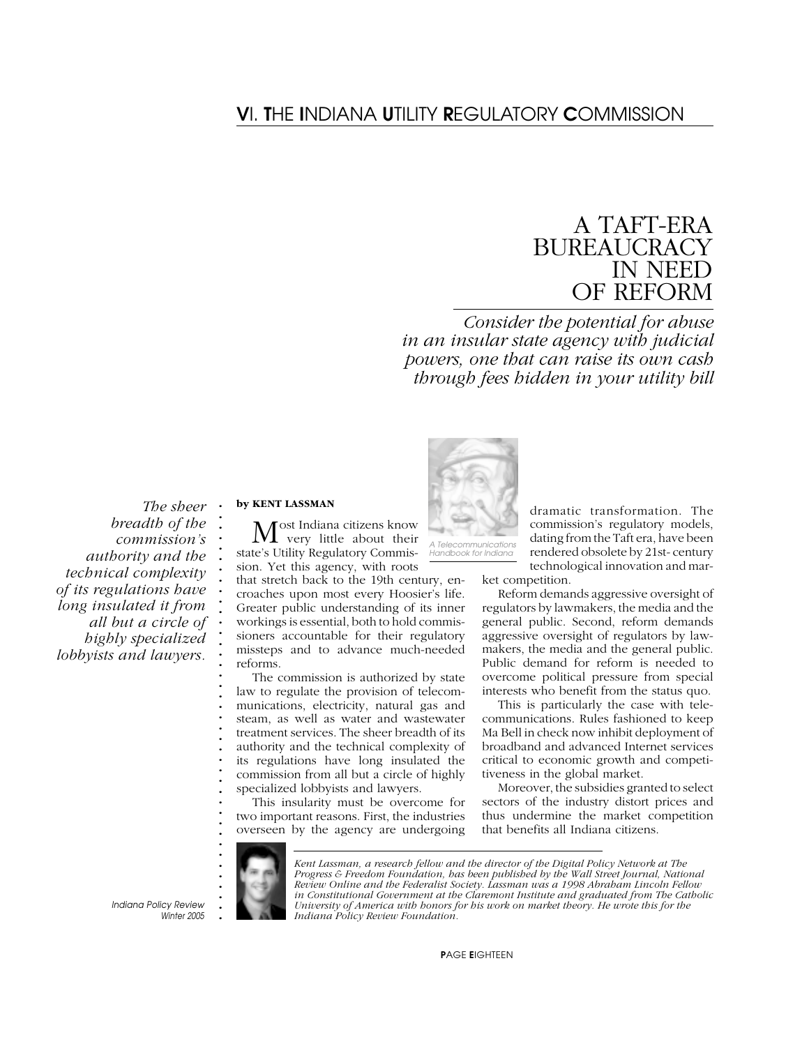# VI. THE INDIANA UTILITY REGULATORY COMMISSION

# A TAFT-ERA BUREAUCRACY IN NEED OF REFORM

*Consider the potential for abuse in an insular state agency with judicial powers, one that can raise its own cash through fees hidden in your utility bill*

*The sheer breadth of the commission's authority and the technical complexity of its regulations have long insulated it from all but a circle of highly specialized lobbyists and lawyers.*

**by KENT LASSMAN**

*A Telecommunications Handbook for Indiana*

Most Indiana citizens know very little about their state's Utility Regulatory Commission. Yet this agency, with roots that stretch back to the 19th century, encroaches upon most every Hoosier's life. Greater public understanding of its inner workings is essential, both to hold commissioners accountable for their regulatory missteps and to advance much-needed reforms.

The commission is authorized by state law to regulate the provision of telecommunications, electricity, natural gas and steam, as well as water and wastewater treatment services. The sheer breadth of its authority and the technical complexity of its regulations have long insulated the commission from all but a circle of highly specialized lobbyists and lawyers.

This insularity must be overcome for two important reasons. First, the industries overseen by the agency are undergoing dramatic transformation. The commission's regulatory models, dating from the Taft era, have been rendered obsolete by 21st- century technological innovation and market competition.

Reform demands aggressive oversight of regulators by lawmakers, the media and the general public. Second, reform demands aggressive oversight of regulators by lawmakers, the media and the general public. Public demand for reform is needed to overcome political pressure from special interests who benefit from the status quo.

This is particularly the case with telecommunications. Rules fashioned to keep Ma Bell in check now inhibit deployment of broadband and advanced Internet services critical to economic growth and competitiveness in the global market.

Moreover, the subsidies granted to select sectors of the industry distort prices and thus undermine the market competition that benefits all Indiana citizens.

*Kent Lassman, a research fellow and the director of the Digital Policy Network at The Progress & Freedom Foundation, has been published by the Wall Street Journal, National Review Online and the Federalist Society. Lassman was a 1998 Abraham Lincoln Fellow in Constitutional Government at the Claremont Institute and graduated from The Catholic University of America with honors for his work on market theory. He wrote this for the Indiana Policy Review Foundation.*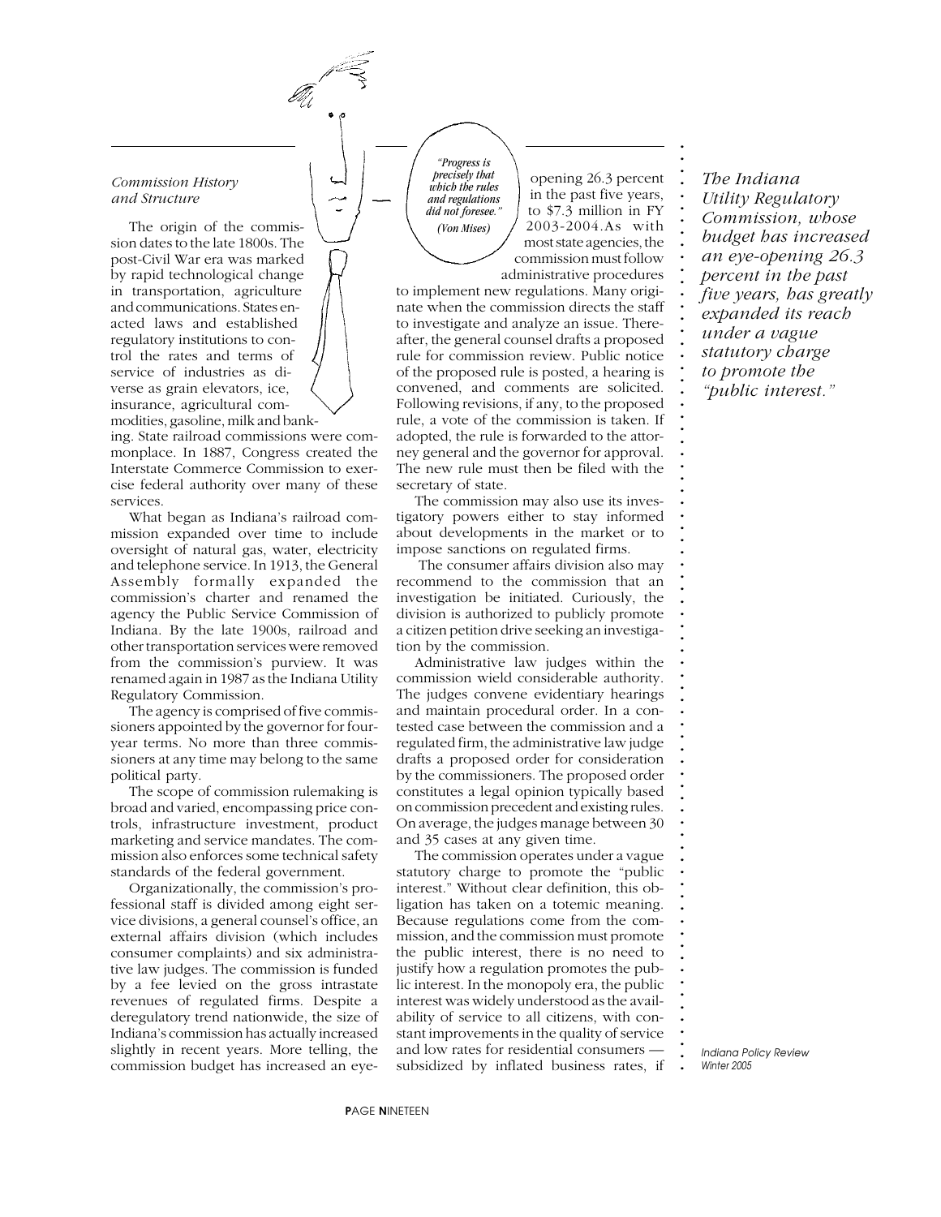### *Commission History and Structure*

The origin of the commission dates to the late 1800s. The post-Civil War era was marked by rapid technological change in transportation, agriculture and communications. States enacted laws and established regulatory institutions to control the rates and terms of service of industries as diverse as grain elevators, ice, insurance, agricultural commodities, gasoline, milk and banking. State railroad commissions were commonplace. In 1887, Congress created the Interstate Commerce Commission to exercise federal authority over many of these services.

What began as Indiana's railroad commission expanded over time to include oversight of natural gas, water, electricity and telephone service. In 1913, the General Assembly formally expanded the commission's charter and renamed the agency the Public Service Commission of Indiana. By the late 1900s, railroad and other transportation services were removed from the commission's purview. It was renamed again in 1987 as the Indiana Utility Regulatory Commission.

The agency is comprised of five commissioners appointed by the governor for four-year terms. No more than three commissioners at any time may belong to the same political party.

The scope of commission rulemaking is broad and varied, encompassing price controls, infrastructure investment, product marketing and service mandates. The commission also enforces some technical safety standards of the federal government.

Organizationally, the commission's professional staff is divided among eight service divisions, a general counsel's office, an external affairs division (which includes consumer complaints) and six administrative law judges. The commission is funded by a fee levied on the gross intrastate revenues of regulated firms. Despite a deregulatory trend nationwide, the size of Indiana's commission has actually increased slightly in recent years. More telling, the commission budget has increased an eye-opening 26.3 percent in the past five years, to $7.3 million in FY 2003-2004. As with most state agencies, the commission must follow administrative procedures to implement new regulations. Many originate when the commission directs the staff to investigate and analyze an issue. Thereafter, the general counsel drafts a proposed rule for commission review. Public notice of the proposed rule is posted, a hearing is convened, and comments are solicited. Following revisions, if any, to the proposed rule, a vote of the commission is taken. If adopted, the rule is forwarded to the attorney general and the governor for approval. The new rule must then be filed with the secretary of state.

*"Progress is precisely that which the rules and regulations did not foresee."*
*(Von Mises)*

The commission may also use its investigatory powers either to stay informed about developments in the market or to impose sanctions on regulated firms.

The consumer affairs division also may recommend to the commission that an investigation be initiated. Curiously, the division is authorized to publicly promote a citizen petition drive seeking an investigation by the commission.

Administrative law judges within the commission wield considerable authority. The judges convene evidentiary hearings and maintain procedural order. In a contested case between the commission and a regulated firm, the administrative law judge drafts a proposed order for consideration by the commissioners. The proposed order constitutes a legal opinion typically based on commission precedent and existing rules. On average, the judges manage between 30 and 35 cases at any given time.

The commission operates under a vague statutory charge to promote the "public interest." Without clear definition, this obligation has taken on a totemic meaning. Because regulations come from the commission, and the commission must promote the public interest, there is no need to justify how a regulation promotes the public interest. In the monopoly era, the public interest was widely understood as the availability of service to all citizens, with constant improvements in the quality of service and low rates for residential consumers — subsidized by inflated business rates, if

*The Indiana Utility Regulatory Commission, whose budget has increased an eye-opening 26.3 percent in the past five years, has greatly expanded its reach under a vague statutory charge to promote the "public interest."*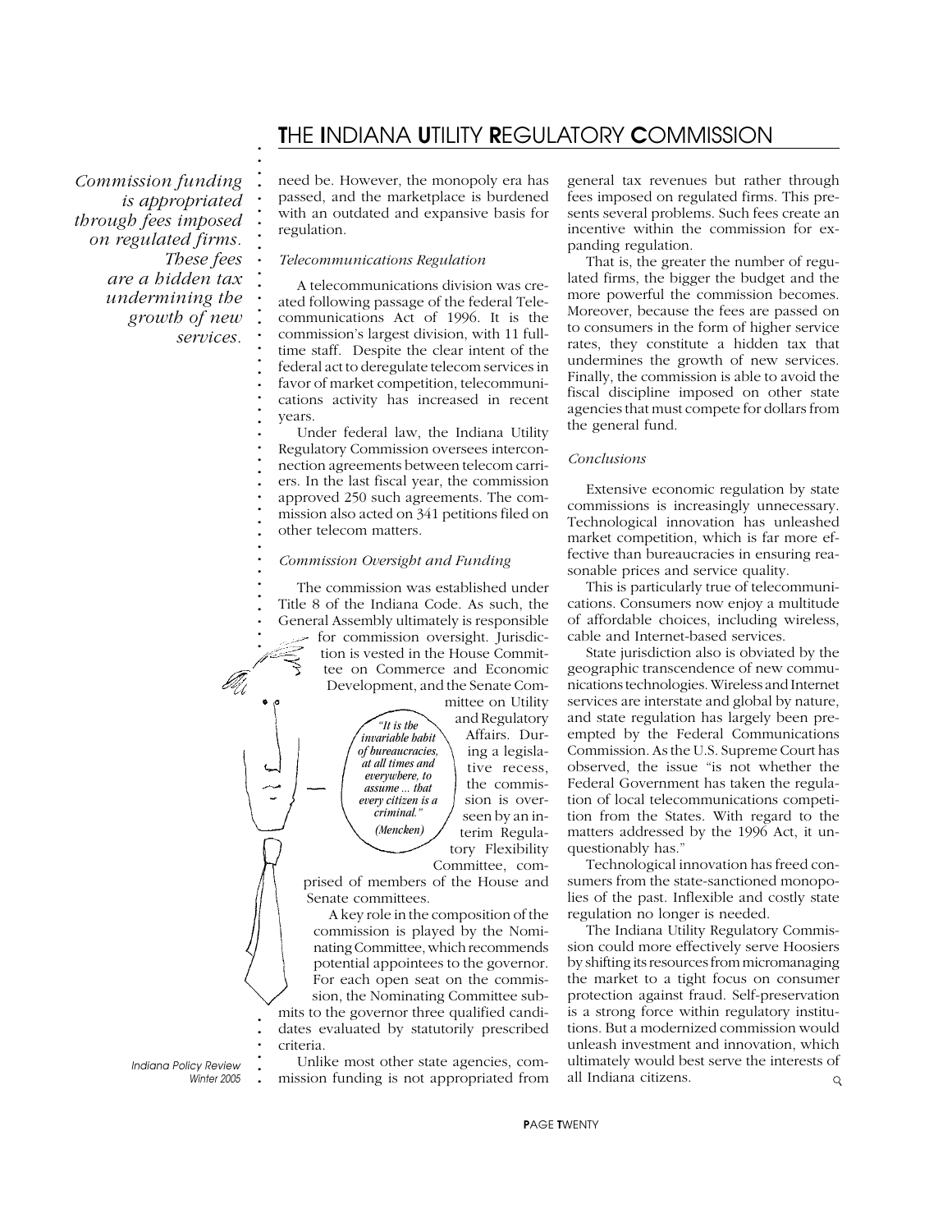*Commission funding is appropriated through fees imposed on regulated firms. These fees are a hidden tax undermining the growth of new services.*

need be. However, the monopoly era has passed, and the marketplace is burdened with an outdated and expansive basis for regulation.

### *Telecommunications Regulation*

A telecommunications division was created following passage of the federal Telecommunications Act of 1996. It is the commission's largest division, with 11 full-time staff. Despite the clear intent of the federal act to deregulate telecom services in favor of market competition, telecommunications activity has increased in recent years.

Under federal law, the Indiana Utility Regulatory Commission oversees interconnection agreements between telecom carriers. In the last fiscal year, the commission approved 250 such agreements. The commission also acted on 341 petitions filed on other telecom matters.

### *Commission Oversight and Funding*

The commission was established under Title 8 of the Indiana Code. As such, the General Assembly ultimately is responsible for commission oversight. Jurisdiction is vested in the House Committee on Commerce and Economic Development, and the Senate Committee on Utility and Regulatory Affairs. During a legislative recess, the commission is overseen by an interim Regulatory Flexibility Committee, comprised of members of the House and Senate committees.

*"It is the invariable habit of bureaucracies, at all times and everywhere, to assume ... that every citizen is a criminal." (Mencken)*

A key role in the composition of the commission is played by the Nominating Committee, which recommends potential appointees to the governor. For each open seat on the commission, the Nominating Committee submits to the governor three qualified candidates evaluated by statutorily prescribed criteria.

Unlike most other state agencies, commission funding is not appropriated from general tax revenues but rather through fees imposed on regulated firms. This presents several problems. Such fees create an incentive within the commission for expanding regulation.

That is, the greater the number of regulated firms, the bigger the budget and the more powerful the commission becomes. Moreover, because the fees are passed on to consumers in the form of higher service rates, they constitute a hidden tax that undermines the growth of new services. Finally, the commission is able to avoid the fiscal discipline imposed on other state agencies that must compete for dollars from the general fund.

### *Conclusions*

Extensive economic regulation by state commissions is increasingly unnecessary. Technological innovation has unleashed market competition, which is far more effective than bureaucracies in ensuring reasonable prices and service quality.

This is particularly true of telecommunications. Consumers now enjoy a multitude of affordable choices, including wireless, cable and Internet-based services.

State jurisdiction also is obviated by the geographic transcendence of new communications technologies. Wireless and Internet services are interstate and global by nature, and state regulation has largely been preempted by the Federal Communications Commission. As the U.S. Supreme Court has observed, the issue "is not whether the Federal Government has taken the regulation of local telecommunications competition from the States. With regard to the matters addressed by the 1996 Act, it unquestionably has."

Technological innovation has freed consumers from the state-sanctioned monopolies of the past. Inflexible and costly state regulation no longer is needed.

The Indiana Utility Regulatory Commission could more effectively serve Hoosiers by shifting its resources from micromanaging the market to a tight focus on consumer protection against fraud. Self-preservation is a strong force within regulatory institutions. But a modernized commission would unleash investment and innovation, which ultimately would best serve the interests of all Indiana citizens.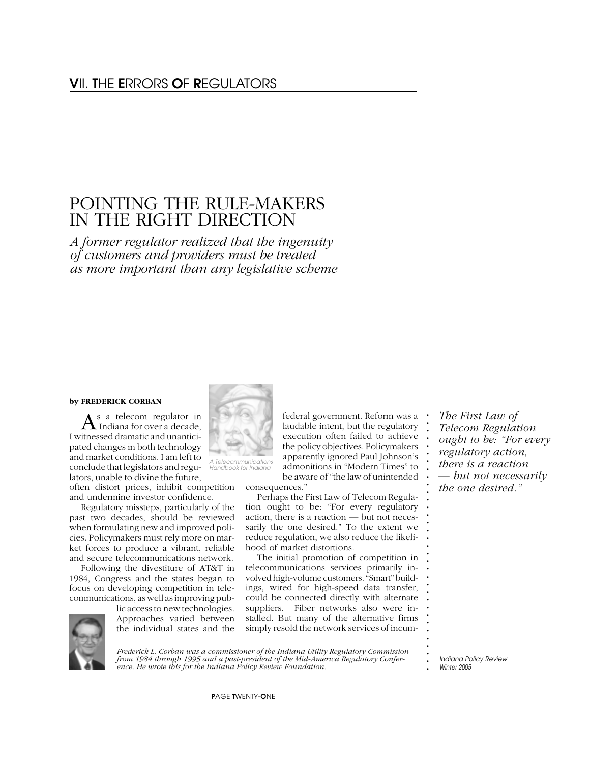## VII. THE ERRORS OF REGULATORS

# POINTING THE RULE-MAKERS IN THE RIGHT DIRECTION

*A former regulator realized that the ingenuity of customers and providers must be treated as more important than any legislative scheme*

**by FREDERICK CORBAN**

As a telecom regulator in Indiana for over a decade, I witnessed dramatic and unanticipated changes in both technology and market conditions. I am left to conclude that legislators and regulators, unable to divine the future, often distort prices, inhibit competition and undermine investor confidence.

*A Telecommunications Handbook for Indiana*

Regulatory missteps, particularly of the past two decades, should be reviewed when formulating new and improved policies. Policymakers must rely more on market forces to produce a vibrant, reliable and secure telecommunications network.

Following the divestiture of AT&T in 1984, Congress and the states began to focus on developing competition in telecommunications, as well as improving public access to new technologies. Approaches varied between the individual states and the federal government. Reform was a laudable intent, but the regulatory execution often failed to achieve the policy objectives. Policymakers apparently ignored Paul Johnson's admonitions in "Modern Times" to be aware of "the law of unintended consequences."

Perhaps the First Law of Telecom Regulation ought to be: "For every regulatory action, there is a reaction — but not necessarily the one desired." To the extent we reduce regulation, we also reduce the likelihood of market distortions.

*The First Law of Telecom Regulation ought to be: "For every regulatory action, there is a reaction — but not necessarily the one desired."*

The initial promotion of competition in telecommunications services primarily involved high-volume customers. "Smart" buildings, wired for high-speed data transfer, could be connected directly with alternate suppliers. Fiber networks also were installed. But many of the alternative firms simply resold the network services of incum-

*Frederick L. Corban was a commissioner of the Indiana Utility Regulatory Commission from 1984 through 1995 and a past-president of the Mid-America Regulatory Conference. He wrote this for the Indiana Policy Review Foundation.*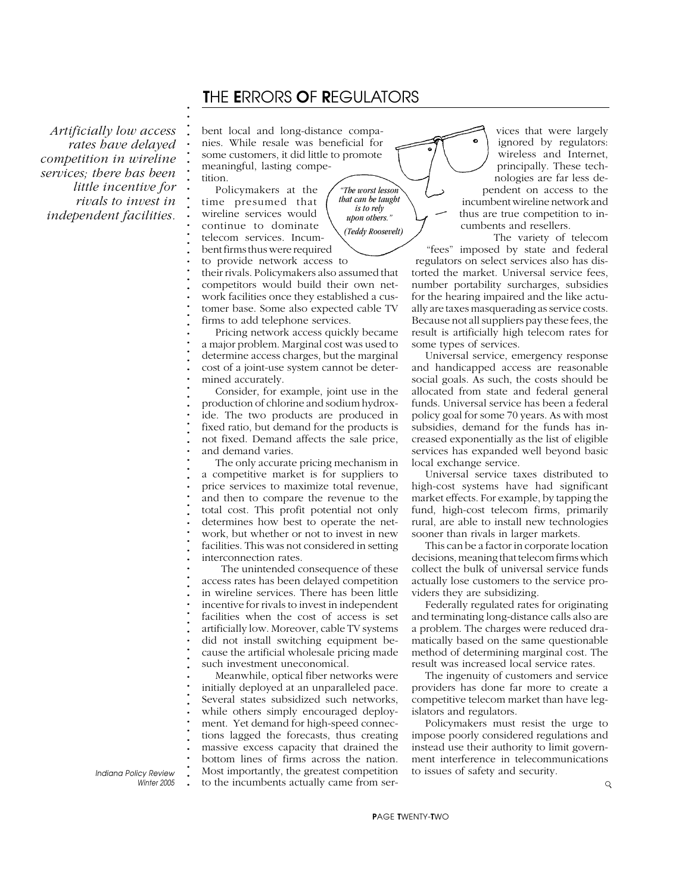Artificially low access rates have delayed competition in wireline services; there has been little incentive for rivals to invest in independent facilities.

bent local and long-distance companies. While resale was beneficial for some customers, it did little to promote meaningful, lasting competition.

Policymakers at the time presumed that wireline services would continue to dominate telecom services. Incumbent firms thus were required to provide network access to their rivals. Policymakers also assumed that competitors would build their own network facilities once they established a customer base. Some also expected cable TV firms to add telephone services.

*"The worst lesson that can be taught is to rely upon others." (Teddy Roosevelt)*

Pricing network access quickly became a major problem. Marginal cost was used to determine access charges, but the marginal cost of a joint-use system cannot be determined accurately.

Consider, for example, joint use in the production of chlorine and sodium hydroxide. The two products are produced in fixed ratio, but demand for the products is not fixed. Demand affects the sale price, and demand varies.

The only accurate pricing mechanism in a competitive market is for suppliers to price services to maximize total revenue, and then to compare the revenue to the total cost. This profit potential not only determines how best to operate the network, but whether or not to invest in new facilities. This was not considered in setting interconnection rates.

The unintended consequence of these access rates has been delayed competition in wireline services. There has been little incentive for rivals to invest in independent facilities when the cost of access is set artificially low. Moreover, cable TV systems did not install switching equipment because the artificial wholesale pricing made such investment uneconomical.

Meanwhile, optical fiber networks were initially deployed at an unparalleled pace. Several states subsidized such networks, while others simply encouraged deployment. Yet demand for high-speed connections lagged the forecasts, thus creating massive excess capacity that drained the bottom lines of firms across the nation. Most importantly, the greatest competition to the incumbents actually came from services that were largely ignored by regulators: wireless and Internet, principally. These technologies are far less dependent on access to the incumbent wireline network and thus are true competition to incumbents and resellers.

The variety of telecom "fees" imposed by state and federal regulators on select services also has distorted the market. Universal service fees, number portability surcharges, subsidies for the hearing impaired and the like actually are taxes masquerading as service costs. Because not all suppliers pay these fees, the result is artificially high telecom rates for some types of services.

Universal service, emergency response and handicapped access are reasonable social goals. As such, the costs should be allocated from state and federal general funds. Universal service has been a federal policy goal for some 70 years. As with most subsidies, demand for the funds has increased exponentially as the list of eligible services has expanded well beyond basic local exchange service.

Universal service taxes distributed to high-cost systems have had significant market effects. For example, by tapping the fund, high-cost telecom firms, primarily rural, are able to install new technologies sooner than rivals in larger markets.

This can be a factor in corporate location decisions, meaning that telecom firms which collect the bulk of universal service funds actually lose customers to the service providers they are subsidizing.

Federally regulated rates for originating and terminating long-distance calls also are a problem. The charges were reduced dramatically based on the same questionable method of determining marginal cost. The result was increased local service rates.

The ingenuity of customers and service providers has done far more to create a competitive telecom market than have legislators and regulators.

Policymakers must resist the urge to impose poorly considered regulations and instead use their authority to limit government interference in telecommunications to issues of safety and security.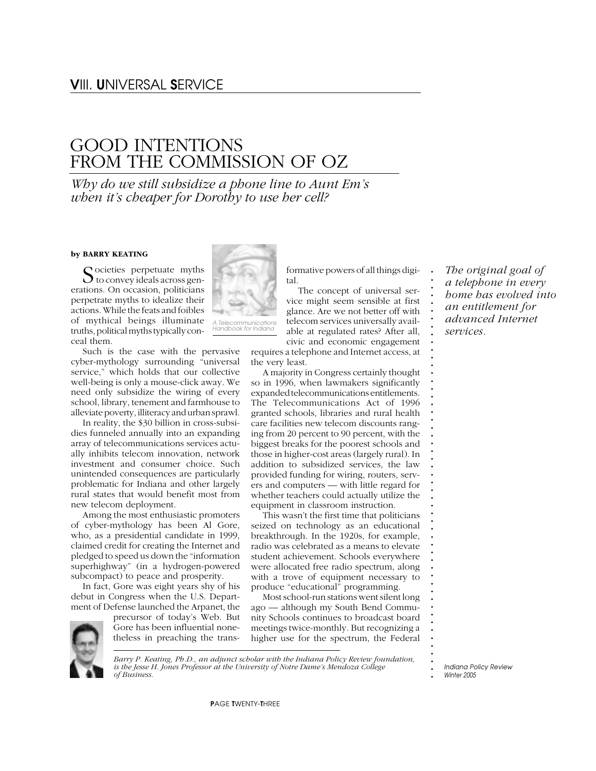## VIII. UNIVERSAL SERVICE

# GOOD INTENTIONS FROM THE COMMISSION OF OZ

*Why do we still subsidize a phone line to Aunt Em's when it's cheaper for Dorothy to use her cell?*

**by BARRY KEATING**

Societies perpetuate myths to convey ideals across generations. On occasion, politicians perpetrate myths to idealize their actions. While the feats and foibles of mythical beings illuminate truths, political myths typically conceal them.

*A Telecommunications Handbook for Indiana*

Such is the case with the pervasive cyber-mythology surrounding "universal service," which holds that our collective well-being is only a mouse-click away. We need only subsidize the wiring of every school, library, tenement and farmhouse to alleviate poverty, illiteracy and urban sprawl.

In reality, the $30 billion in cross-subsidies funneled annually into an expanding array of telecommunications services actually inhibits telecom innovation, network investment and consumer choice. Such unintended consequences are particularly problematic for Indiana and other largely rural states that would benefit most from new telecom deployment.

Among the most enthusiastic promoters of cyber-mythology has been Al Gore, who, as a presidential candidate in 1999, claimed credit for creating the Internet and pledged to speed us down the "information superhighway" (in a hydrogen-powered subcompact) to peace and prosperity.

In fact, Gore was eight years shy of his debut in Congress when the U.S. Department of Defense launched the Arpanet, the precursor of today's Web. But Gore has been influential nonetheless in preaching the transformative powers of all things digital.

The concept of universal service might seem sensible at first glance. Are we not better off with telecom services universally available at regulated rates? After all, civic and economic engagement requires a telephone and Internet access, at the very least.

A majority in Congress certainly thought so in 1996, when lawmakers significantly expanded telecommunications entitlements. The Telecommunications Act of 1996 granted schools, libraries and rural health care facilities new telecom discounts ranging from 20 percent to 90 percent, with the biggest breaks for the poorest schools and those in higher-cost areas (largely rural). In addition to subsidized services, the law provided funding for wiring, routers, servers and computers — with little regard for whether teachers could actually utilize the equipment in classroom instruction.

This wasn't the first time that politicians seized on technology as an educational breakthrough. In the 1920s, for example, radio was celebrated as a means to elevate student achievement. Schools everywhere were allocated free radio spectrum, along with a trove of equipment necessary to produce "educational" programming.

Most school-run stations went silent long ago — although my South Bend Community Schools continues to broadcast board meetings twice-monthly. But recognizing a higher use for the spectrum, the Federal

*The original goal of a telephone in every home has evolved into an entitlement for advanced Internet services.*

*Barry P. Keating, Ph.D., an adjunct scholar with the Indiana Policy Review foundation, is the Jesse H. Jones Professor at the University of Notre Dame's Mendoza College of Business.*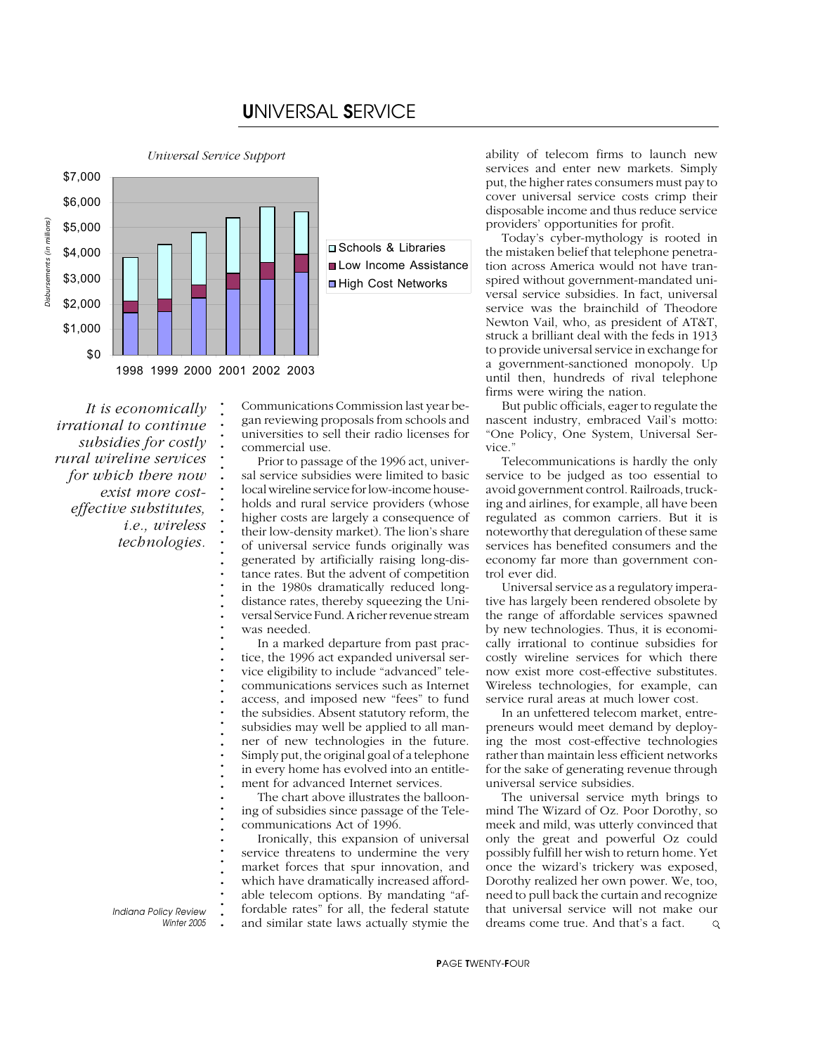# UNIVERSAL SERVICE

*Universal Service Support*

Disbursements (in millions)

$7,000
$6,000
$5,000
$4,000
$3,000
$2,000
$1,000
$0

1998 1999 2000 2001 2002 2003

Schools & Libraries
Low Income Assistance
High Cost Networks

*It is economically irrational to continue subsidies for costly rural wireline services for which there now exist more cost-effective substitutes, i.e., wireless technologies.*

Communications Commission last year began reviewing proposals from schools and universities to sell their radio licenses for commercial use.

Prior to passage of the 1996 act, universal service subsidies were limited to basic local wireline service for low-income households and rural service providers (whose higher costs are largely a consequence of their low-density market). The lion's share of universal service funds originally was generated by artificially raising long-distance rates. But the advent of competition in the 1980s dramatically reduced long-distance rates, thereby squeezing the Universal Service Fund. A richer revenue stream was needed.

In a marked departure from past practice, the 1996 act expanded universal service eligibility to include "advanced" telecommunications services such as Internet access, and imposed new "fees" to fund the subsidies. Absent statutory reform, the subsidies may well be applied to all manner of new technologies in the future. Simply put, the original goal of a telephone in every home has evolved into an entitlement for advanced Internet services.

The chart above illustrates the ballooning of subsidies since passage of the Telecommunications Act of 1996.

Ironically, this expansion of universal service threatens to undermine the very market forces that spur innovation, and which have dramatically increased affordable telecom options. By mandating "affordable rates" for all, the federal statute and similar state laws actually stymie the ability of telecom firms to launch new services and enter new markets. Simply put, the higher rates consumers must pay to cover universal service costs crimp their disposable income and thus reduce service providers' opportunities for profit.

Today's cyber-mythology is rooted in the mistaken belief that telephone penetration across America would not have transpired without government-mandated universal service subsidies. In fact, universal service was the brainchild of Theodore Newton Vail, who, as president of AT&T, struck a brilliant deal with the feds in 1913 to provide universal service in exchange for a government-sanctioned monopoly. Up until then, hundreds of rival telephone firms were wiring the nation.

But public officials, eager to regulate the nascent industry, embraced Vail's motto: "One Policy, One System, Universal Service."

Telecommunications is hardly the only service to be judged as too essential to avoid government control. Railroads, trucking and airlines, for example, all have been regulated as common carriers. But it is noteworthy that deregulation of these same services has benefited consumers and the economy far more than government control ever did.

Universal service as a regulatory imperative has largely been rendered obsolete by the range of affordable services spawned by new technologies. Thus, it is economically irrational to continue subsidies for costly wireline services for which there now exist more cost-effective substitutes. Wireless technologies, for example, can service rural areas at much lower cost.

In an unfettered telecom market, entrepreneurs would meet demand by deploying the most cost-effective technologies rather than maintain less efficient networks for the sake of generating revenue through universal service subsidies.

The universal service myth brings to mind The Wizard of Oz. Poor Dorothy, so meek and mild, was utterly convinced that only the great and powerful Oz could possibly fulfill her wish to return home. Yet once the wizard's trickery was exposed, Dorothy realized her own power. We, too, need to pull back the curtain and recognize that universal service will not make our dreams come true. And that's a fact.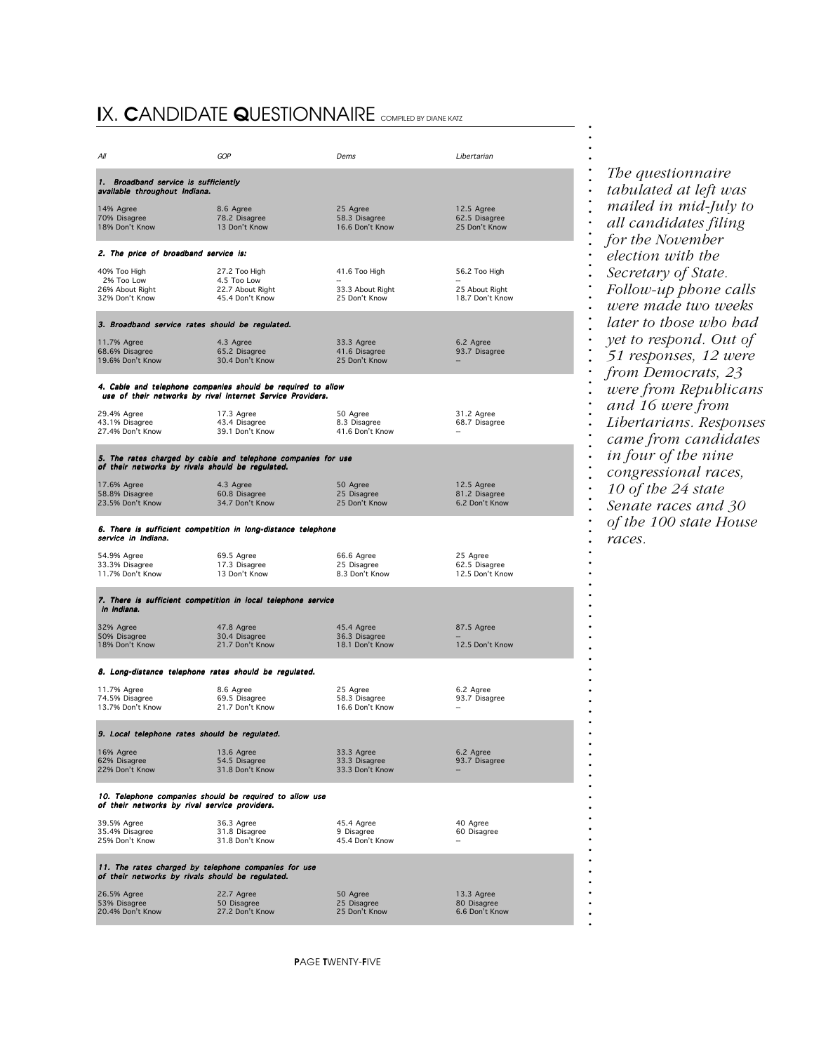# IX. CANDIDATE QUESTIONNAIRE

COMPILED BY DIANE KATZ

| All | GOP | Dems | Libertarian |
|---|---|---|---|
| ***1. Broadband service is sufficiently available throughout Indiana.*** | | | |
| 14% Agree<br>70% Disagree<br>18% Don't Know | 8.6 Agree<br>78.2 Disagree<br>13 Don't Know | 25 Agree<br>58.3 Disagree<br>16.6 Don't Know | 12.5 Agree<br>62.5 Disagree<br>25 Don't Know |
| ***2. The price of broadband service is:*** | | | |
| 40% Too High<br>2% Too Low<br>26% About Right<br>32% Don't Know | 27.2 Too High<br>4.5 Too Low<br>22.7 About Right<br>45.4 Don't Know | 41.6 Too High<br>–<br>33.3 About Right<br>25 Don't Know | 56.2 Too High<br>–<br>25 About Right<br>18.7 Don't Know |
| ***3. Broadband service rates should be regulated.*** | | | |
| 11.7% Agree<br>68.6% Disagree<br>19.6% Don't Know | 4.3 Agree<br>65.2 Disagree<br>30.4 Don't Know | 33.3 Agree<br>41.6 Disagree<br>25 Don't Know | 6.2 Agree<br>93.7 Disagree<br>– |
| ***4. Cable and telephone companies should be required to allow use of their networks by rival Internet Service Providers.*** | | | |
| 29.4% Agree<br>43.1% Disagree<br>27.4% Don't Know | 17.3 Agree<br>43.4 Disagree<br>39.1 Don't Know | 50 Agree<br>8.3 Disagree<br>41.6 Don't Know | 31.2 Agree<br>68.7 Disagree<br>– |
| ***5. The rates charged by cable and telephone companies for use of their networks by rivals should be regulated.*** | | | |
| 17.6% Agree<br>58.8% Disagree<br>23.5% Don't Know | 4.3 Agree<br>60.8 Disagree<br>34.7 Don't Know | 50 Agree<br>25 Disagree<br>25 Don't Know | 12.5 Agree<br>81.2 Disagree<br>6.2 Don't Know |
| ***6. There is sufficient competition in long-distance telephone service in Indiana.*** | | | |
| 54.9% Agree<br>33.3% Disagree<br>11.7% Don't Know | 69.5 Agree<br>17.3 Disagree<br>13 Don't Know | 66.6 Agree<br>25 Disagree<br>8.3 Don't Know | 25 Agree<br>62.5 Disagree<br>12.5 Don't Know |
| ***7. There is sufficient competition in local telephone service in Indiana.*** | | | |
| 32% Agree<br>50% Disagree<br>18% Don't Know | 47.8 Agree<br>30.4 Disagree<br>21.7 Don't Know | 45.4 Agree<br>36.3 Disagree<br>18.1 Don't Know | 87.5 Agree<br>–<br>12.5 Don't Know |
| ***8. Long-distance telephone rates should be regulated.*** | | | |
| 11.7% Agree<br>74.5% Disagree<br>13.7% Don't Know | 8.6 Agree<br>69.5 Disagree<br>21.7 Don't Know | 25 Agree<br>58.3 Disagree<br>16.6 Don't Know | 6.2 Agree<br>93.7 Disagree<br>– |
| ***9. Local telephone rates should be regulated.*** | | | |
| 16% Agree<br>62% Disagree<br>22% Don't Know | 13.6 Agree<br>54.5 Disagree<br>31.8 Don't Know | 33.3 Agree<br>33.3 Disagree<br>33.3 Don't Know | 6.2 Agree<br>93.7 Disagree<br>– |
| ***10. Telephone companies should be required to allow use of their networks by rival service providers.*** | | | |
| 39.5% Agree<br>35.4% Disagree<br>25% Don't Know | 36.3 Agree<br>31.8 Disagree<br>31.8 Don't Know | 45.4 Agree<br>9 Disagree<br>45.4 Don't Know | 40 Agree<br>60 Disagree<br>– |
| ***11. The rates charged by telephone companies for use of their networks by rivals should be regulated.*** | | | |
| 26.5% Agree<br>53% Disagree<br>20.4% Don't Know | 22.7 Agree<br>50 Disagree<br>27.2 Don't Know | 50 Agree<br>25 Disagree<br>25 Don't Know | 13.3 Agree<br>80 Disagree<br>6.6 Don't Know |

*The questionnaire tabulated at left was mailed in mid-July to all candidates filing for the November election with the Secretary of State. Follow-up phone calls were made two weeks later to those who had yet to respond. Out of 51 responses, 12 were from Democrats, 23 were from Republicans and 16 were from Libertarians. Responses came from candidates in four of the nine congressional races, 10 of the 24 state Senate races and 30 of the 100 state House races.*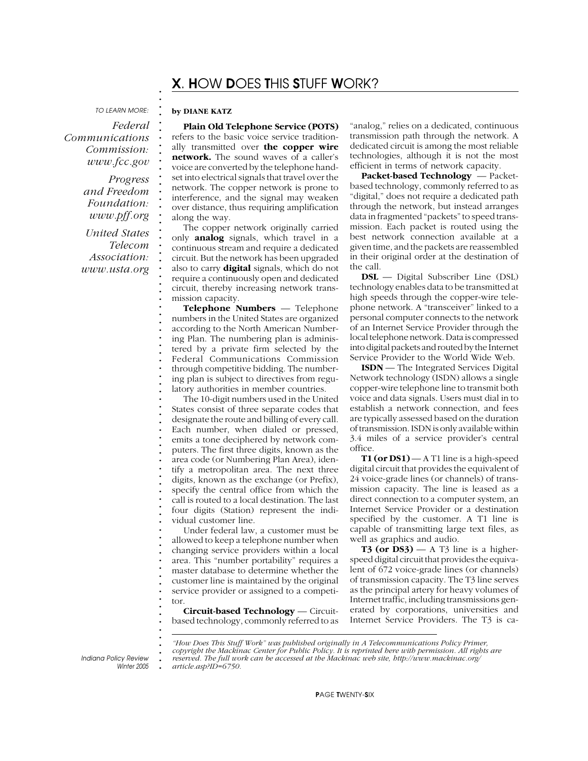# X. HOW DOES THIS STUFF WORK?

TO LEARN MORE:

*Federal Communications Commission: www.fcc.gov*

*Progress and Freedom Foundation: www.pff.org*

*United States Telecom Association: www.usta.org*

**by DIANE KATZ**

**Plain Old Telephone Service (POTS)** refers to the basic voice service traditionally transmitted over **the copper wire network.** The sound waves of a caller's voice are converted by the telephone handset into electrical signals that travel over the network. The copper network is prone to interference, and the signal may weaken over distance, thus requiring amplification along the way.

The copper network originally carried only **analog** signals, which travel in a continuous stream and require a dedicated circuit. But the network has been upgraded also to carry **digital** signals, which do not require a continuously open and dedicated circuit, thereby increasing network transmission capacity.

**Telephone Numbers** — Telephone numbers in the United States are organized according to the North American Numbering Plan. The numbering plan is administered by a private firm selected by the Federal Communications Commission through competitive bidding. The numbering plan is subject to directives from regulatory authorities in member countries.

The 10-digit numbers used in the United States consist of three separate codes that designate the route and billing of every call. Each number, when dialed or pressed, emits a tone deciphered by network computers. The first three digits, known as the area code (or Numbering Plan Area), identify a metropolitan area. The next three digits, known as the exchange (or Prefix), specify the central office from which the call is routed to a local destination. The last four digits (Station) represent the individual customer line.

Under federal law, a customer must be allowed to keep a telephone number when changing service providers within a local area. This "number portability" requires a master database to determine whether the customer line is maintained by the original service provider or assigned to a competitor.

**Circuit-based Technology** — Circuit-based technology, commonly referred to as "analog," relies on a dedicated, continuous transmission path through the network. A dedicated circuit is among the most reliable technologies, although it is not the most efficient in terms of network capacity.

**Packet-based Technology** — Packet-based technology, commonly referred to as "digital," does not require a dedicated path through the network, but instead arranges data in fragmented "packets" to speed transmission. Each packet is routed using the best network connection available at a given time, and the packets are reassembled in their original order at the destination of the call.

**DSL** — Digital Subscriber Line (DSL) technology enables data to be transmitted at high speeds through the copper-wire telephone network. A "transceiver" linked to a personal computer connects to the network of an Internet Service Provider through the local telephone network. Data is compressed into digital packets and routed by the Internet Service Provider to the World Wide Web.

**ISDN** — The Integrated Services Digital Network technology (ISDN) allows a single copper-wire telephone line to transmit both voice and data signals. Users must dial in to establish a network connection, and fees are typically assessed based on the duration of transmission. ISDN is only available within 3.4 miles of a service provider's central office.

**T1 (or DS1)** — A T1 line is a high-speed digital circuit that provides the equivalent of 24 voice-grade lines (or channels) of transmission capacity. The line is leased as a direct connection to a computer system, an Internet Service Provider or a destination specified by the customer. A T1 line is capable of transmitting large text files, as well as graphics and audio.

**T3 (or DS3)** — A T3 line is a higher-speed digital circuit that provides the equivalent of 672 voice-grade lines (or channels) of transmission capacity. The T3 line serves as the principal artery for heavy volumes of Internet traffic, including transmissions generated by corporations, universities and Internet Service Providers. The T3 is ca-

---

*"How Does This Stuff Work" was published originally in A Telecommunications Policy Primer, copyright the Mackinac Center for Public Policy. It is reprinted here with permission. All rights are reserved. The full work can be accessed at the Mackinac web site, http://www.mackinac.org/article.asp?ID=6750.*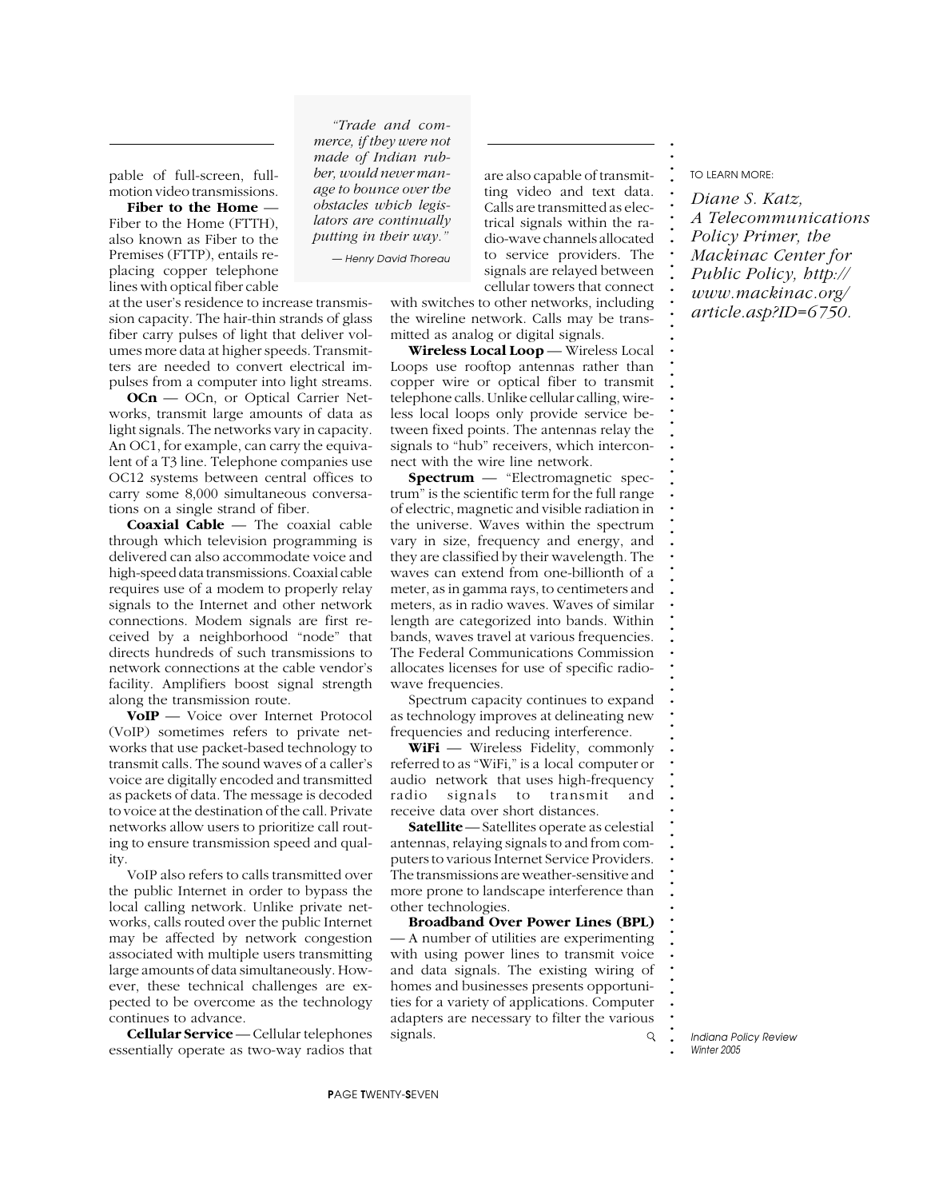pable of full-screen, full-motion video transmissions.

**Fiber to the Home** — Fiber to the Home (FTTH), also known as Fiber to the Premises (FTTP), entails replacing copper telephone lines with optical fiber cable at the user's residence to increase transmission capacity. The hair-thin strands of glass fiber carry pulses of light that deliver volumes more data at higher speeds. Transmitters are needed to convert electrical impulses from a computer into light streams.

**OCn** — OCn, or Optical Carrier Networks, transmit large amounts of data as light signals. The networks vary in capacity. An OC1, for example, can carry the equivalent of a T3 line. Telephone companies use OC12 systems between central offices to carry some 8,000 simultaneous conversations on a single strand of fiber.

**Coaxial Cable** — The coaxial cable through which television programming is delivered can also accommodate voice and high-speed data transmissions. Coaxial cable requires use of a modem to properly relay signals to the Internet and other network connections. Modem signals are first received by a neighborhood "node" that directs hundreds of such transmissions to network connections at the cable vendor's facility. Amplifiers boost signal strength along the transmission route.

**VoIP** — Voice over Internet Protocol (VoIP) sometimes refers to private networks that use packet-based technology to transmit calls. The sound waves of a caller's voice are digitally encoded and transmitted as packets of data. The message is decoded to voice at the destination of the call. Private networks allow users to prioritize call routing to ensure transmission speed and quality.

VoIP also refers to calls transmitted over the public Internet in order to bypass the local calling network. Unlike private networks, calls routed over the public Internet may be affected by network congestion associated with multiple users transmitting large amounts of data simultaneously. However, these technical challenges are expected to be overcome as the technology continues to advance.

**Cellular Service** — Cellular telephones essentially operate as two-way radios that are also capable of transmitting video and text data. Calls are transmitted as electrical signals within the radio-wave channels allocated to service providers. The signals are relayed between cellular towers that connect with switches to other networks, including the wireline network. Calls may be transmitted as analog or digital signals.

*"Trade and commerce, if they were not made of Indian rubber, would never manage to bounce over the obstacles which legislators are continually putting in their way."*

*— Henry David Thoreau*

**Wireless Local Loop** — Wireless Local Loops use rooftop antennas rather than copper wire or optical fiber to transmit telephone calls. Unlike cellular calling, wireless local loops only provide service between fixed points. The antennas relay the signals to "hub" receivers, which interconnect with the wire line network.

**Spectrum** — "Electromagnetic spectrum" is the scientific term for the full range of electric, magnetic and visible radiation in the universe. Waves within the spectrum vary in size, frequency and energy, and they are classified by their wavelength. The waves can extend from one-billionth of a meter, as in gamma rays, to centimeters and meters, as in radio waves. Waves of similar length are categorized into bands. Within bands, waves travel at various frequencies. The Federal Communications Commission allocates licenses for use of specific radio-wave frequencies.

Spectrum capacity continues to expand as technology improves at delineating new frequencies and reducing interference.

**WiFi** — Wireless Fidelity, commonly referred to as "WiFi," is a local computer or audio network that uses high-frequency radio signals to transmit and receive data over short distances.

**Satellite** — Satellites operate as celestial antennas, relaying signals to and from computers to various Internet Service Providers. The transmissions are weather-sensitive and more prone to landscape interference than other technologies.

**Broadband Over Power Lines (BPL)** — A number of utilities are experimenting with using power lines to transmit voice and data signals. The existing wiring of homes and businesses presents opportunities for a variety of applications. Computer adapters are necessary to filter the various signals.

TO LEARN MORE:

*Diane S. Katz, A Telecommunications Policy Primer, the Mackinac Center for Public Policy, http://www.mackinac.org/article.asp?ID=6750.*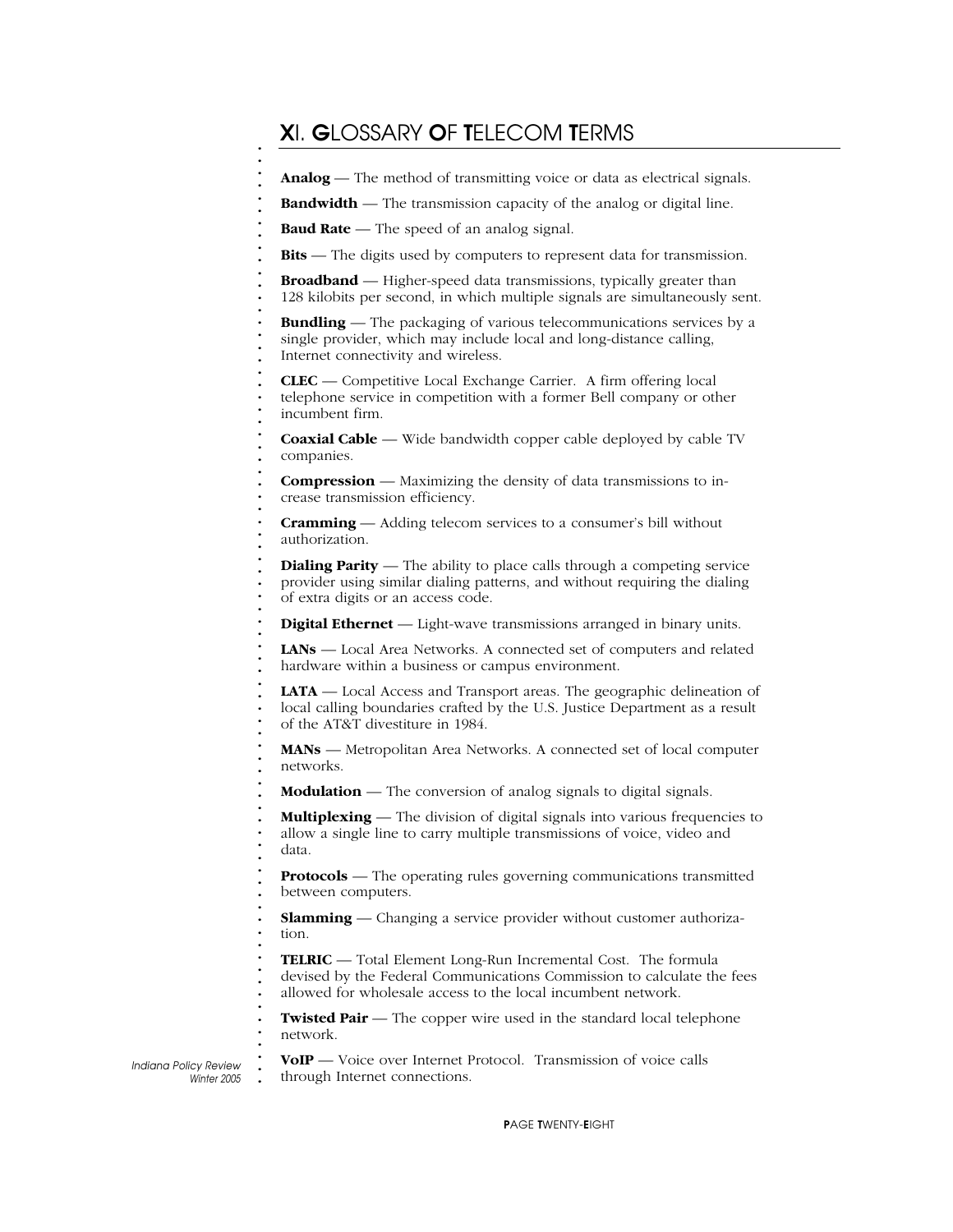# XI. GLOSSARY OF TELECOM TERMS

**Analog** — The method of transmitting voice or data as electrical signals.

**Bandwidth** — The transmission capacity of the analog or digital line.

**Baud Rate** — The speed of an analog signal.

**Bits** — The digits used by computers to represent data for transmission.

**Broadband** — Higher-speed data transmissions, typically greater than 128 kilobits per second, in which multiple signals are simultaneously sent.

**Bundling** — The packaging of various telecommunications services by a single provider, which may include local and long-distance calling, Internet connectivity and wireless.

**CLEC** — Competitive Local Exchange Carrier. A firm offering local telephone service in competition with a former Bell company or other incumbent firm.

**Coaxial Cable** — Wide bandwidth copper cable deployed by cable TV companies.

**Compression** — Maximizing the density of data transmissions to increase transmission efficiency.

**Cramming** — Adding telecom services to a consumer's bill without authorization.

**Dialing Parity** — The ability to place calls through a competing service provider using similar dialing patterns, and without requiring the dialing of extra digits or an access code.

**Digital Ethernet** — Light-wave transmissions arranged in binary units.

**LANs** — Local Area Networks. A connected set of computers and related hardware within a business or campus environment.

**LATA** — Local Access and Transport areas. The geographic delineation of local calling boundaries crafted by the U.S. Justice Department as a result of the AT&T divestiture in 1984.

**MANs** — Metropolitan Area Networks. A connected set of local computer networks.

**Modulation** — The conversion of analog signals to digital signals.

**Multiplexing** — The division of digital signals into various frequencies to allow a single line to carry multiple transmissions of voice, video and data.

**Protocols** — The operating rules governing communications transmitted between computers.

**Slamming** — Changing a service provider without customer authorization.

**TELRIC** — Total Element Long-Run Incremental Cost. The formula devised by the Federal Communications Commission to calculate the fees allowed for wholesale access to the local incumbent network.

**Twisted Pair** — The copper wire used in the standard local telephone network.

**VoIP** — Voice over Internet Protocol. Transmission of voice calls through Internet connections.